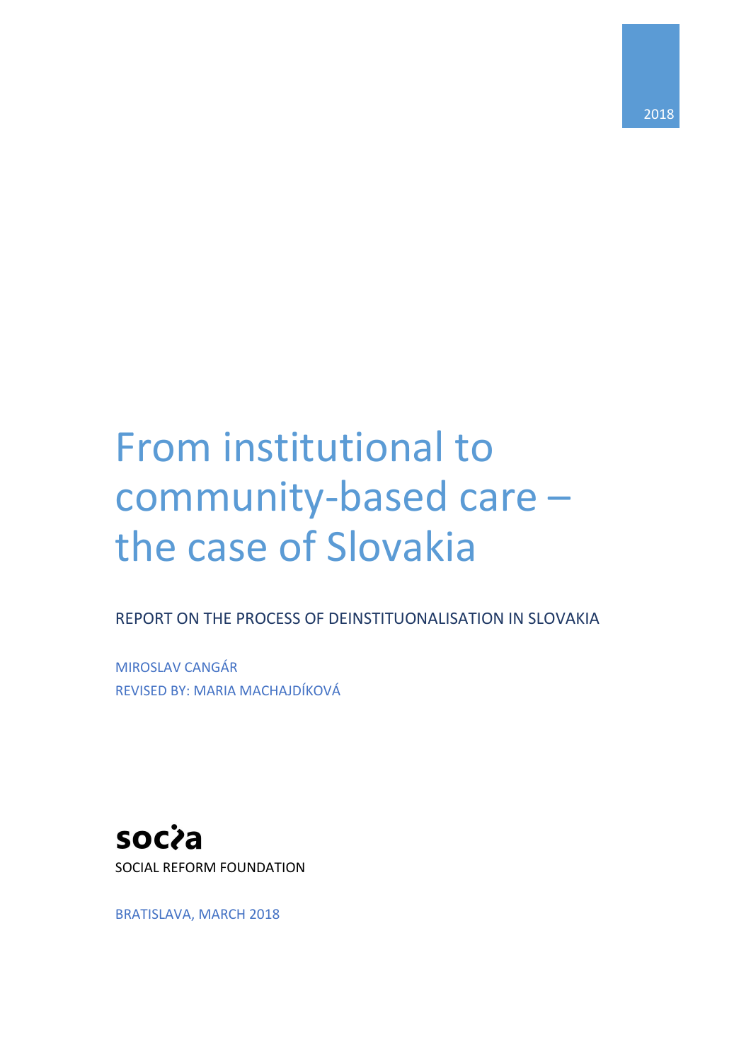2018

# From institutional to community-based care – the case of Slovakia

REPORT ON THE PROCESS OF DEINSTITUONALISATION IN SLOVAKIA

MIROSLAV CANGÁR
REVISED BY: MARIA MACHAJDÍKOVÁ

socia
SOCIAL REFORM FOUNDATION

BRATISLAVA, MARCH 2018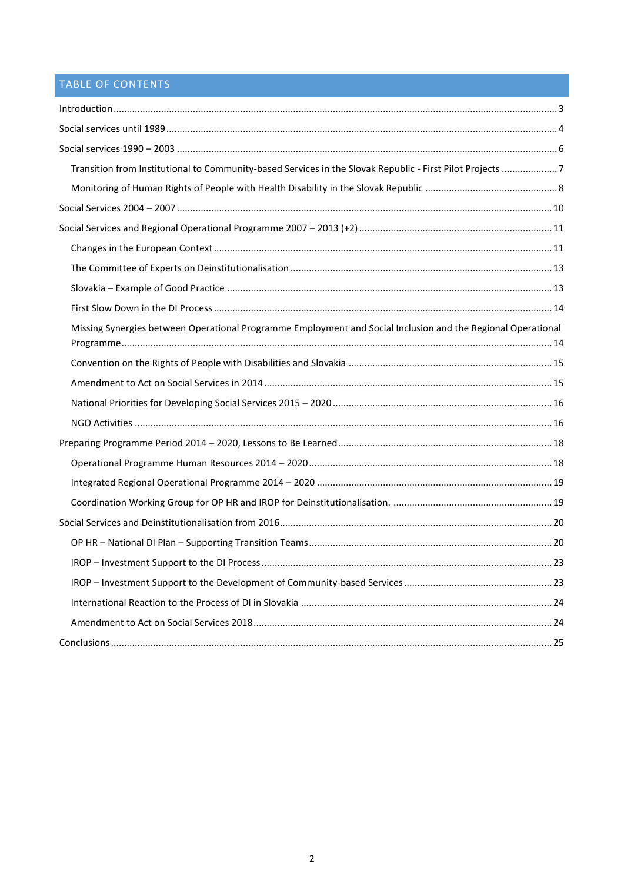# TABLE OF CONTENTS

- Introduction ... 3
- Social services until 1989 ... 4
- Social services 1990 – 2003 ... 6
  - Transition from Institutional to Community-based Services in the Slovak Republic - First Pilot Projects ... 7
  - Monitoring of Human Rights of People with Health Disability in the Slovak Republic ... 8
- Social Services 2004 – 2007 ... 10
- Social Services and Regional Operational Programme 2007 – 2013 (+2) ... 11
  - Changes in the European Context ... 11
  - The Committee of Experts on Deinstitutionalisation ... 13
  - Slovakia – Example of Good Practice ... 13
  - First Slow Down in the DI Process ... 14
  - Missing Synergies between Operational Programme Employment and Social Inclusion and the Regional Operational Programme ... 14
  - Convention on the Rights of People with Disabilities and Slovakia ... 15
  - Amendment to Act on Social Services in 2014 ... 15
  - National Priorities for Developing Social Services 2015 – 2020 ... 16
  - NGO Activities ... 16
- Preparing Programme Period 2014 – 2020, Lessons to Be Learned ... 18
  - Operational Programme Human Resources 2014 – 2020 ... 18
  - Integrated Regional Operational Programme 2014 – 2020 ... 19
  - Coordination Working Group for OP HR and IROP for Deinstitutionalisation. ... 19
- Social Services and Deinstitutionalisation from 2016 ... 20
  - OP HR – National DI Plan – Supporting Transition Teams ... 20
  - IROP – Investment Support to the DI Process ... 23
  - IROP – Investment Support to the Development of Community-based Services ... 23
  - International Reaction to the Process of DI in Slovakia ... 24
  - Amendment to Act on Social Services 2018 ... 24
- Conclusions ... 25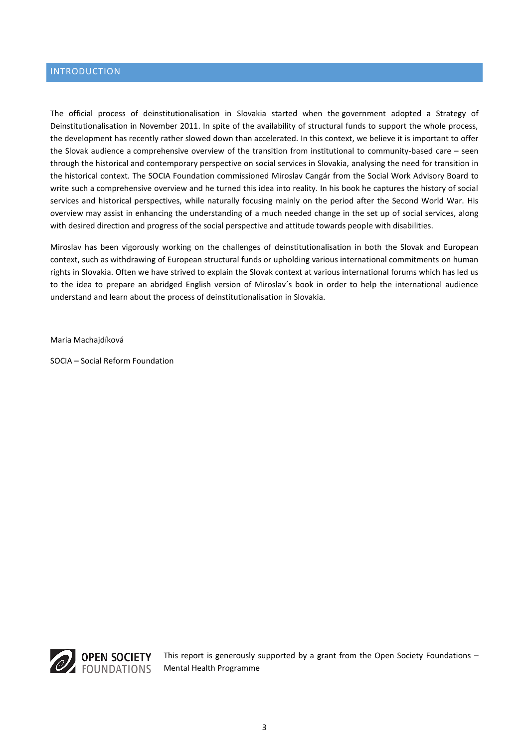# INTRODUCTION

The official process of deinstitutionalisation in Slovakia started when the government adopted a Strategy of Deinstitutionalisation in November 2011. In spite of the availability of structural funds to support the whole process, the development has recently rather slowed down than accelerated. In this context, we believe it is important to offer the Slovak audience a comprehensive overview of the transition from institutional to community-based care – seen through the historical and contemporary perspective on social services in Slovakia, analysing the need for transition in the historical context. The SOCIA Foundation commissioned Miroslav Cangár from the Social Work Advisory Board to write such a comprehensive overview and he turned this idea into reality. In his book he captures the history of social services and historical perspectives, while naturally focusing mainly on the period after the Second World War. His overview may assist in enhancing the understanding of a much needed change in the set up of social services, along with desired direction and progress of the social perspective and attitude towards people with disabilities.

Miroslav has been vigorously working on the challenges of deinstitutionalisation in both the Slovak and European context, such as withdrawing of European structural funds or upholding various international commitments on human rights in Slovakia. Often we have strived to explain the Slovak context at various international forums which has led us to the idea to prepare an abridged English version of Miroslav´s book in order to help the international audience understand and learn about the process of deinstitutionalisation in Slovakia.

Maria Machajdíková

SOCIA – Social Reform Foundation

OPEN SOCIETY FOUNDATIONS

This report is generously supported by a grant from the Open Society Foundations – Mental Health Programme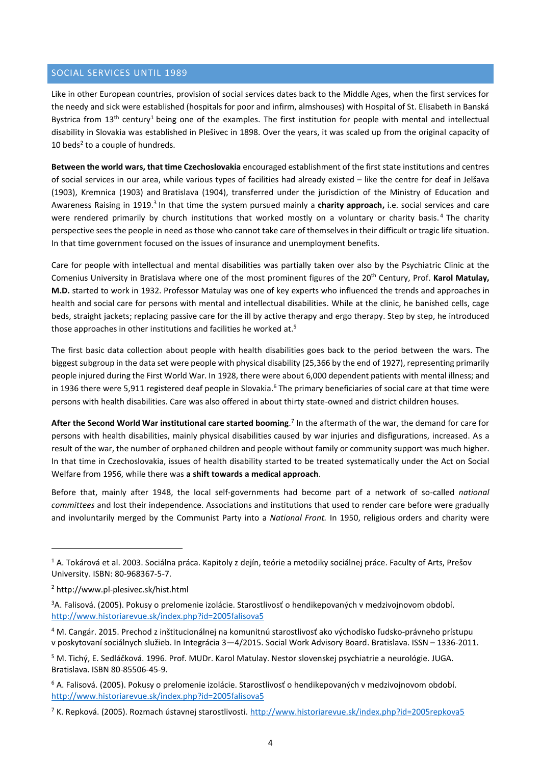## SOCIAL SERVICES UNTIL 1989

Like in other European countries, provision of social services dates back to the Middle Ages, when the first services for the needy and sick were established (hospitals for poor and infirm, almshouses) with Hospital of St. Elisabeth in Banská Bystrica from 13th century[1] being one of the examples. The first institution for people with mental and intellectual disability in Slovakia was established in Plešivec in 1898. Over the years, it was scaled up from the original capacity of 10 beds[2] to a couple of hundreds.

**Between the world wars, that time Czechoslovakia** encouraged establishment of the first state institutions and centres of social services in our area, while various types of facilities had already existed – like the centre for deaf in Jelšava (1903), Kremnica (1903) and Bratislava (1904), transferred under the jurisdiction of the Ministry of Education and Awareness Raising in 1919.[3] In that time the system pursued mainly a **charity approach,** i.e. social services and care were rendered primarily by church institutions that worked mostly on a voluntary or charity basis.[4] The charity perspective sees the people in need as those who cannot take care of themselves in their difficult or tragic life situation. In that time government focused on the issues of insurance and unemployment benefits.

Care for people with intellectual and mental disabilities was partially taken over also by the Psychiatric Clinic at the Comenius University in Bratislava where one of the most prominent figures of the 20th Century, Prof. **Karol Matulay, M.D.** started to work in 1932. Professor Matulay was one of key experts who influenced the trends and approaches in health and social care for persons with mental and intellectual disabilities. While at the clinic, he banished cells, cage beds, straight jackets; replacing passive care for the ill by active therapy and ergo therapy. Step by step, he introduced those approaches in other institutions and facilities he worked at.[5]

The first basic data collection about people with health disabilities goes back to the period between the wars. The biggest subgroup in the data set were people with physical disability (25,366 by the end of 1927), representing primarily people injured during the First World War. In 1928, there were about 6,000 dependent patients with mental illness; and in 1936 there were 5,911 registered deaf people in Slovakia.[6] The primary beneficiaries of social care at that time were persons with health disabilities. Care was also offered in about thirty state-owned and district children houses.

**After the Second World War institutional care started booming**.[7] In the aftermath of the war, the demand for care for persons with health disabilities, mainly physical disabilities caused by war injuries and disfigurations, increased. As a result of the war, the number of orphaned children and people without family or community support was much higher. In that time in Czechoslovakia, issues of health disability started to be treated systematically under the Act on Social Welfare from 1956, while there was **a shift towards a medical approach**.

Before that, mainly after 1948, the local self-governments had become part of a network of so-called *national committees* and lost their independence. Associations and institutions that used to render care before were gradually and involuntarily merged by the Communist Party into a *National Front.* In 1950, religious orders and charity were

---

[1] A. Tokárová et al. 2003. Sociálna práca. Kapitoly z dejín, teórie a metodiky sociálnej práce. Faculty of Arts, Prešov University. ISBN: 80-968367-5-7.

[2] http://www.pl-plesivec.sk/hist.html

[3] A. Falisová. (2005). Pokusy o prelomenie izolácie. Starostlivosť o hendikepovaných v medzivojnovom období. http://www.historiarevue.sk/index.php?id=2005falisova5

[4] M. Cangár. 2015. Prechod z inštitucionálnej na komunitnú starostlivosť ako východisko ľudsko-právneho prístupu v poskytovaní sociálnych služieb. In Integrácia 3—4/2015. Social Work Advisory Board. Bratislava. ISSN – 1336-2011.

[5] M. Tichý, E. Sedláčková. 1996. Prof. MUDr. Karol Matulay. Nestor slovenskej psychiatrie a neurológie. JUGA. Bratislava. ISBN 80-85506-45-9.

[6] A. Falisová. (2005). Pokusy o prelomenie izolácie. Starostlivosť o hendikepovaných v medzivojnovom období. http://www.historiarevue.sk/index.php?id=2005falisova5

[7] K. Repková. (2005). Rozmach ústavnej starostlivosti. http://www.historiarevue.sk/index.php?id=2005repkova5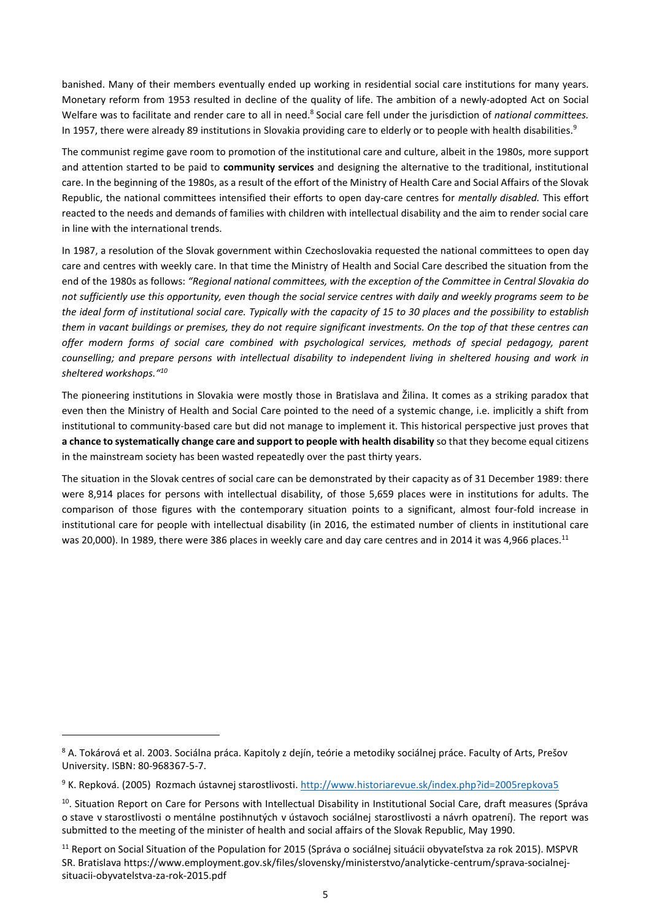banished. Many of their members eventually ended up working in residential social care institutions for many years. Monetary reform from 1953 resulted in decline of the quality of life. The ambition of a newly-adopted Act on Social Welfare was to facilitate and render care to all in need.[8] Social care fell under the jurisdiction of *national committees.* In 1957, there were already 89 institutions in Slovakia providing care to elderly or to people with health disabilities.[9]

The communist regime gave room to promotion of the institutional care and culture, albeit in the 1980s, more support and attention started to be paid to **community services** and designing the alternative to the traditional, institutional care. In the beginning of the 1980s, as a result of the effort of the Ministry of Health Care and Social Affairs of the Slovak Republic, the national committees intensified their efforts to open day-care centres for *mentally disabled.* This effort reacted to the needs and demands of families with children with intellectual disability and the aim to render social care in line with the international trends.

In 1987, a resolution of the Slovak government within Czechoslovakia requested the national committees to open day care and centres with weekly care. In that time the Ministry of Health and Social Care described the situation from the end of the 1980s as follows: *"Regional national committees, with the exception of the Committee in Central Slovakia do not sufficiently use this opportunity, even though the social service centres with daily and weekly programs seem to be the ideal form of institutional social care. Typically with the capacity of 15 to 30 places and the possibility to establish them in vacant buildings or premises, they do not require significant investments. On the top of that these centres can offer modern forms of social care combined with psychological services, methods of special pedagogy, parent counselling; and prepare persons with intellectual disability to independent living in sheltered housing and work in sheltered workshops."*[10]

The pioneering institutions in Slovakia were mostly those in Bratislava and Žilina. It comes as a striking paradox that even then the Ministry of Health and Social Care pointed to the need of a systemic change, i.e. implicitly a shift from institutional to community-based care but did not manage to implement it. This historical perspective just proves that **a chance to systematically change care and support to people with health disability** so that they become equal citizens in the mainstream society has been wasted repeatedly over the past thirty years.

The situation in the Slovak centres of social care can be demonstrated by their capacity as of 31 December 1989: there were 8,914 places for persons with intellectual disability, of those 5,659 places were in institutions for adults. The comparison of those figures with the contemporary situation points to a significant, almost four-fold increase in institutional care for people with intellectual disability (in 2016, the estimated number of clients in institutional care was 20,000). In 1989, there were 386 places in weekly care and day care centres and in 2014 it was 4,966 places.[11]

---

[8] A. Tokárová et al. 2003. Sociálna práca. Kapitoly z dejín, teórie a metodiky sociálnej práce. Faculty of Arts, Prešov University. ISBN: 80-968367-5-7.

[9] K. Repková. (2005) Rozmach ústavnej starostlivosti. http://www.historiarevue.sk/index.php?id=2005repkova5

[10]. Situation Report on Care for Persons with Intellectual Disability in Institutional Social Care, draft measures (Správa o stave v starostlivosti o mentálne postihnutých v ústavoch sociálnej starostlivosti a návrh opatrení). The report was submitted to the meeting of the minister of health and social affairs of the Slovak Republic, May 1990.

[11] Report on Social Situation of the Population for 2015 (Správa o sociálnej situácii obyvateľstva za rok 2015). MSPVR SR. Bratislava https://www.employment.gov.sk/files/slovensky/ministerstvo/analyticke-centrum/sprava-socialnej-situacii-obyvatelstva-za-rok-2015.pdf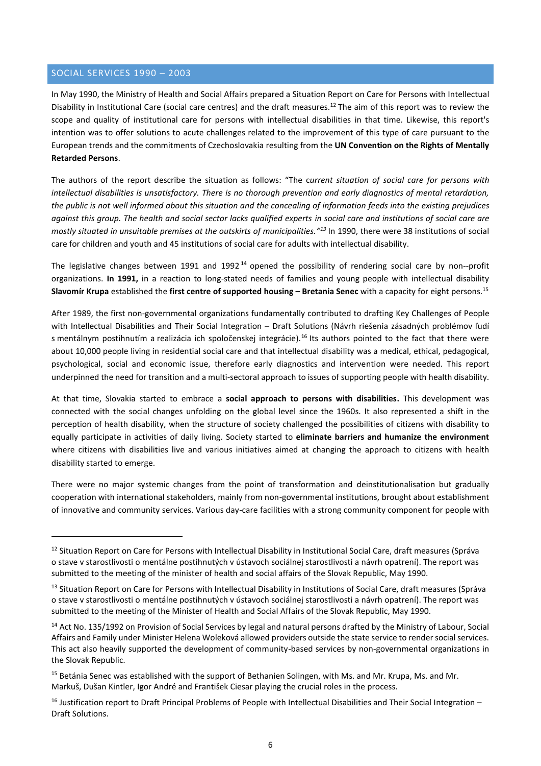## SOCIAL SERVICES 1990 – 2003

In May 1990, the Ministry of Health and Social Affairs prepared a Situation Report on Care for Persons with Intellectual Disability in Institutional Care (social care centres) and the draft measures.[12] The aim of this report was to review the scope and quality of institutional care for persons with intellectual disabilities in that time. Likewise, this report's intention was to offer solutions to acute challenges related to the improvement of this type of care pursuant to the European trends and the commitments of Czechoslovakia resulting from the **UN Convention on the Rights of Mentally Retarded Persons**.

The authors of the report describe the situation as follows: "The c*urrent situation of social care for persons with intellectual disabilities is unsatisfactory. There is no thorough prevention and early diagnostics of mental retardation, the public is not well informed about this situation and the concealing of information feeds into the existing prejudices against this group. The health and social sector lacks qualified experts in social care and institutions of social care are mostly situated in unsuitable premises at the outskirts of municipalities."*[13] In 1990, there were 38 institutions of social care for children and youth and 45 institutions of social care for adults with intellectual disability.

The legislative changes between 1991 and 1992[14] opened the possibility of rendering social care by non--profit organizations. **In 1991,** in a reaction to long-stated needs of families and young people with intellectual disability **Slavomír Krupa** established the **first centre of supported housing – Bretania Senec** with a capacity for eight persons.[15]

After 1989, the first non-governmental organizations fundamentally contributed to drafting Key Challenges of People with Intellectual Disabilities and Their Social Integration – Draft Solutions (Návrh riešenia zásadných problémov ľudí s mentálnym postihnutím a realizácia ich spoločenskej integrácie).[16] Its authors pointed to the fact that there were about 10,000 people living in residential social care and that intellectual disability was a medical, ethical, pedagogical, psychological, social and economic issue, therefore early diagnostics and intervention were needed. This report underpinned the need for transition and a multi-sectoral approach to issues of supporting people with health disability.

At that time, Slovakia started to embrace a **social approach to persons with disabilities.** This development was connected with the social changes unfolding on the global level since the 1960s. It also represented a shift in the perception of health disability, when the structure of society challenged the possibilities of citizens with disability to equally participate in activities of daily living. Society started to **eliminate barriers and humanize the environment** where citizens with disabilities live and various initiatives aimed at changing the approach to citizens with health disability started to emerge.

There were no major systemic changes from the point of transformation and deinstitutionalisation but gradually cooperation with international stakeholders, mainly from non-governmental institutions, brought about establishment of innovative and community services. Various day-care facilities with a strong community component for people with

---

[12] Situation Report on Care for Persons with Intellectual Disability in Institutional Social Care, draft measures (Správa o stave v starostlivosti o mentálne postihnutých v ústavoch sociálnej starostlivosti a návrh opatrení). The report was submitted to the meeting of the minister of health and social affairs of the Slovak Republic, May 1990.

[13] Situation Report on Care for Persons with Intellectual Disability in Institutions of Social Care, draft measures (Správa o stave v starostlivosti o mentálne postihnutých v ústavoch sociálnej starostlivosti a návrh opatrení). The report was submitted to the meeting of the Minister of Health and Social Affairs of the Slovak Republic, May 1990.

[14] Act No. 135/1992 on Provision of Social Services by legal and natural persons drafted by the Ministry of Labour, Social Affairs and Family under Minister Helena Woleková allowed providers outside the state service to render social services. This act also heavily supported the development of community-based services by non-governmental organizations in the Slovak Republic.

[15] Betánia Senec was established with the support of Bethanien Solingen, with Ms. and Mr. Krupa, Ms. and Mr. Markuš, Dušan Kintler, Igor André and František Ciesar playing the crucial roles in the process.

[16] Justification report to Draft Principal Problems of People with Intellectual Disabilities and Their Social Integration – Draft Solutions.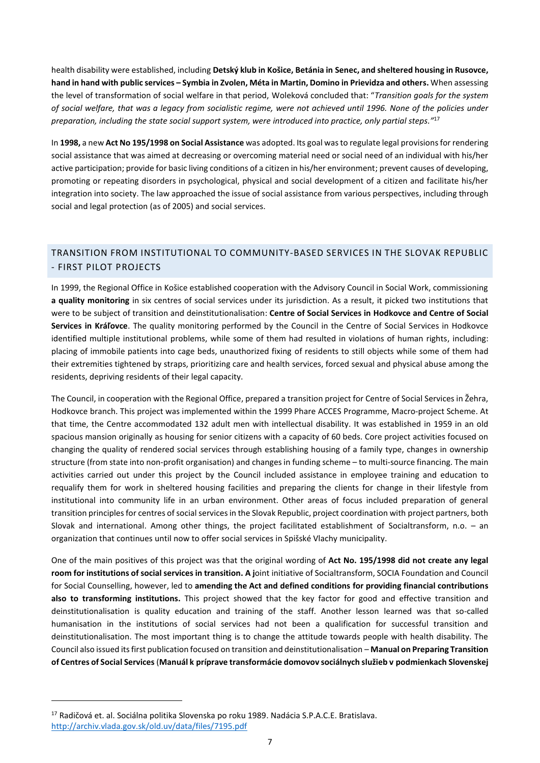health disability were established, including **Detský klub in Košice, Betánia in Senec, and sheltered housing in Rusovce, hand in hand with public services – Symbia in Zvolen, Méta in Martin, Domino in Prievidza and others.** When assessing the level of transformation of social welfare in that period, Woleková concluded that: "*Transition goals for the system of social welfare, that was a legacy from socialistic regime, were not achieved until 1996. None of the policies under preparation, including the state social support system, were introduced into practice, only partial steps.*"[17]

In **1998,** a new **Act No 195/1998 on Social Assistance** was adopted. Its goal was to regulate legal provisions for rendering social assistance that was aimed at decreasing or overcoming material need or social need of an individual with his/her active participation; provide for basic living conditions of a citizen in his/her environment; prevent causes of developing, promoting or repeating disorders in psychological, physical and social development of a citizen and facilitate his/her integration into society. The law approached the issue of social assistance from various perspectives, including through social and legal protection (as of 2005) and social services.

## TRANSITION FROM INSTITUTIONAL TO COMMUNITY-BASED SERVICES IN THE SLOVAK REPUBLIC - FIRST PILOT PROJECTS

In 1999, the Regional Office in Košice established cooperation with the Advisory Council in Social Work, commissioning **a quality monitoring** in six centres of social services under its jurisdiction. As a result, it picked two institutions that were to be subject of transition and deinstitutionalisation: **Centre of Social Services in Hodkovce and Centre of Social Services in Kráľovce**. The quality monitoring performed by the Council in the Centre of Social Services in Hodkovce identified multiple institutional problems, while some of them had resulted in violations of human rights, including: placing of immobile patients into cage beds, unauthorized fixing of residents to still objects while some of them had their extremities tightened by straps, prioritizing care and health services, forced sexual and physical abuse among the residents, depriving residents of their legal capacity.

The Council, in cooperation with the Regional Office, prepared a transition project for Centre of Social Services in Žehra, Hodkovce branch. This project was implemented within the 1999 Phare ACCES Programme, Macro-project Scheme. At that time, the Centre accommodated 132 adult men with intellectual disability. It was established in 1959 in an old spacious mansion originally as housing for senior citizens with a capacity of 60 beds. Core project activities focused on changing the quality of rendered social services through establishing housing of a family type, changes in ownership structure (from state into non-profit organisation) and changes in funding scheme – to multi-source financing. The main activities carried out under this project by the Council included assistance in employee training and education to requalify them for work in sheltered housing facilities and preparing the clients for change in their lifestyle from institutional into community life in an urban environment. Other areas of focus included preparation of general transition principles for centres of social services in the Slovak Republic, project coordination with project partners, both Slovak and international. Among other things, the project facilitated establishment of Socialtransform, n.o. – an organization that continues until now to offer social services in Spišské Vlachy municipality.

One of the main positives of this project was that the original wording of **Act No. 195/1998 did not create any legal room for institutions of social services in transition. A j**oint initiative of Socialtransform, SOCIA Foundation and Council for Social Counselling, however, led to **amending the Act and defined conditions for providing financial contributions also to transforming institutions.** This project showed that the key factor for good and effective transition and deinstitutionalisation is quality education and training of the staff. Another lesson learned was that so-called humanisation in the institutions of social services had not been a qualification for successful transition and deinstitutionalisation. The most important thing is to change the attitude towards people with health disability. The Council also issued its first publication focused on transition and deinstitutionalisation – **Manual on Preparing Transition of Centres of Social Services** (**Manuál k príprave transformácie domovov sociálnych služieb v podmienkach Slovenskej**

---

[17] Radičová et. al. Sociálna politika Slovenska po roku 1989. Nadácia S.P.A.C.E. Bratislava. http://archiv.vlada.gov.sk/old.uv/data/files/7195.pdf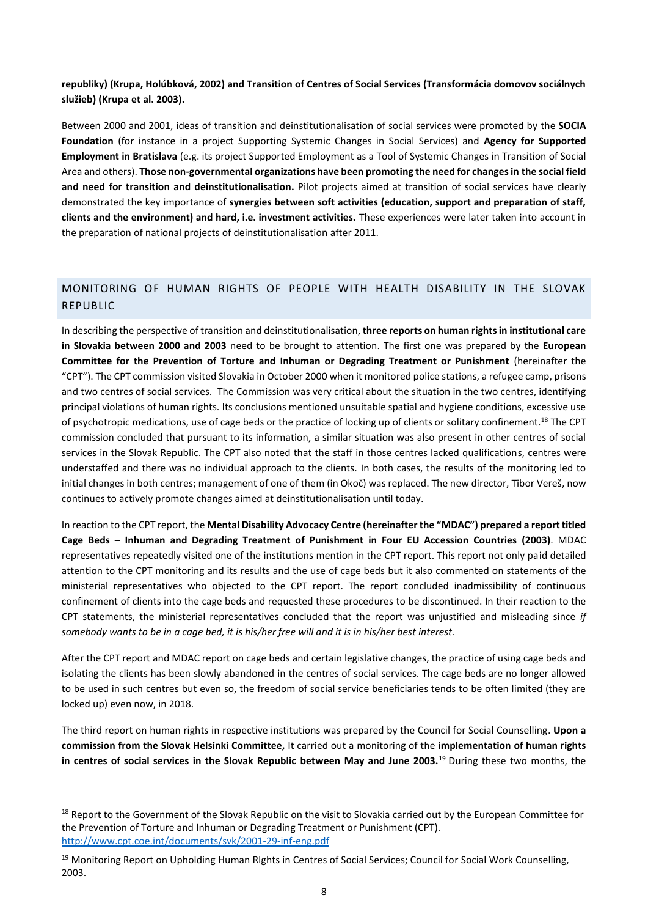**republiky) (Krupa, Holúbková, 2002) and Transition of Centres of Social Services (Transformácia domovov sociálnych služieb) (Krupa et al. 2003).**

Between 2000 and 2001, ideas of transition and deinstitutionalisation of social services were promoted by the **SOCIA Foundation** (for instance in a project Supporting Systemic Changes in Social Services) and **Agency for Supported Employment in Bratislava** (e.g. its project Supported Employment as a Tool of Systemic Changes in Transition of Social Area and others). **Those non-governmental organizations have been promoting the need for changes in the social field and need for transition and deinstitutionalisation.** Pilot projects aimed at transition of social services have clearly demonstrated the key importance of **synergies between soft activities (education, support and preparation of staff, clients and the environment) and hard, i.e. investment activities.** These experiences were later taken into account in the preparation of national projects of deinstitutionalisation after 2011.

## MONITORING OF HUMAN RIGHTS OF PEOPLE WITH HEALTH DISABILITY IN THE SLOVAK REPUBLIC

In describing the perspective of transition and deinstitutionalisation, **three reports on human rights in institutional care in Slovakia between 2000 and 2003** need to be brought to attention. The first one was prepared by the **European Committee for the Prevention of Torture and Inhuman or Degrading Treatment or Punishment** (hereinafter the "CPT"). The CPT commission visited Slovakia in October 2000 when it monitored police stations, a refugee camp, prisons and two centres of social services. The Commission was very critical about the situation in the two centres, identifying principal violations of human rights. Its conclusions mentioned unsuitable spatial and hygiene conditions, excessive use of psychotropic medications, use of cage beds or the practice of locking up of clients or solitary confinement.[18] The CPT commission concluded that pursuant to its information, a similar situation was also present in other centres of social services in the Slovak Republic. The CPT also noted that the staff in those centres lacked qualifications, centres were understaffed and there was no individual approach to the clients. In both cases, the results of the monitoring led to initial changes in both centres; management of one of them (in Okoč) was replaced. The new director, Tibor Vereš, now continues to actively promote changes aimed at deinstitutionalisation until today.

In reaction to the CPT report, the **Mental Disability Advocacy Centre (hereinafter the "MDAC") prepared a report titled Cage Beds – Inhuman and Degrading Treatment of Punishment in Four EU Accession Countries (2003)**. MDAC representatives repeatedly visited one of the institutions mention in the CPT report. This report not only paid detailed attention to the CPT monitoring and its results and the use of cage beds but it also commented on statements of the ministerial representatives who objected to the CPT report. The report concluded inadmissibility of continuous confinement of clients into the cage beds and requested these procedures to be discontinued. In their reaction to the CPT statements, the ministerial representatives concluded that the report was unjustified and misleading since *if somebody wants to be in a cage bed, it is his/her free will and it is in his/her best interest.*

After the CPT report and MDAC report on cage beds and certain legislative changes, the practice of using cage beds and isolating the clients has been slowly abandoned in the centres of social services. The cage beds are no longer allowed to be used in such centres but even so, the freedom of social service beneficiaries tends to be often limited (they are locked up) even now, in 2018.

The third report on human rights in respective institutions was prepared by the Council for Social Counselling. **Upon a commission from the Slovak Helsinki Committee,** It carried out a monitoring of the **implementation of human rights in centres of social services in the Slovak Republic between May and June 2003.**[19] During these two months, the

---

[18] Report to the Government of the Slovak Republic on the visit to Slovakia carried out by the European Committee for the Prevention of Torture and Inhuman or Degrading Treatment or Punishment (CPT). http://www.cpt.coe.int/documents/svk/2001-29-inf-eng.pdf

[19] Monitoring Report on Upholding Human RIghts in Centres of Social Services; Council for Social Work Counselling, 2003.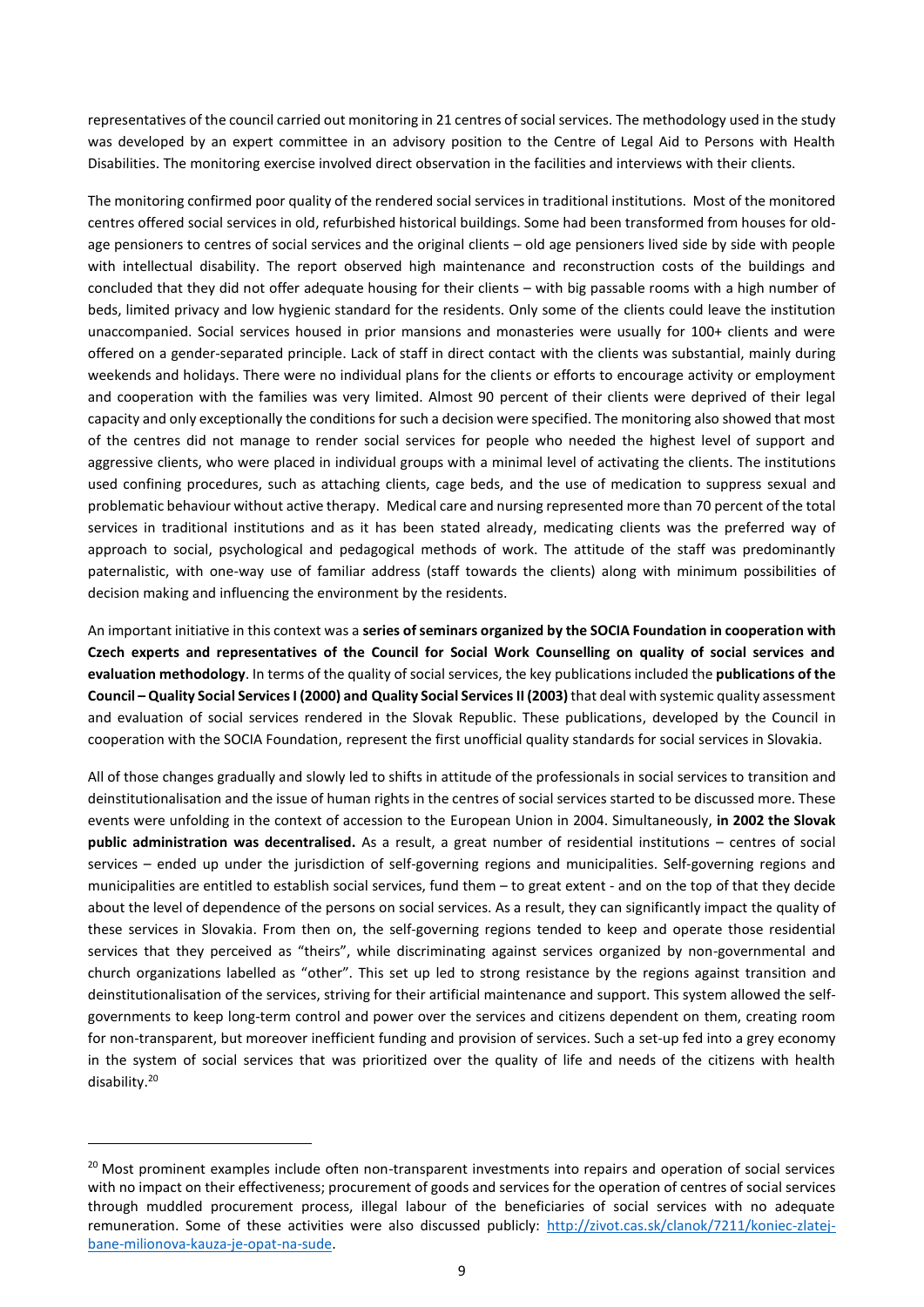representatives of the council carried out monitoring in 21 centres of social services. The methodology used in the study was developed by an expert committee in an advisory position to the Centre of Legal Aid to Persons with Health Disabilities. The monitoring exercise involved direct observation in the facilities and interviews with their clients.

The monitoring confirmed poor quality of the rendered social services in traditional institutions. Most of the monitored centres offered social services in old, refurbished historical buildings. Some had been transformed from houses for old-age pensioners to centres of social services and the original clients – old age pensioners lived side by side with people with intellectual disability. The report observed high maintenance and reconstruction costs of the buildings and concluded that they did not offer adequate housing for their clients – with big passable rooms with a high number of beds, limited privacy and low hygienic standard for the residents. Only some of the clients could leave the institution unaccompanied. Social services housed in prior mansions and monasteries were usually for 100+ clients and were offered on a gender-separated principle. Lack of staff in direct contact with the clients was substantial, mainly during weekends and holidays. There were no individual plans for the clients or efforts to encourage activity or employment and cooperation with the families was very limited. Almost 90 percent of their clients were deprived of their legal capacity and only exceptionally the conditions for such a decision were specified. The monitoring also showed that most of the centres did not manage to render social services for people who needed the highest level of support and aggressive clients, who were placed in individual groups with a minimal level of activating the clients. The institutions used confining procedures, such as attaching clients, cage beds, and the use of medication to suppress sexual and problematic behaviour without active therapy. Medical care and nursing represented more than 70 percent of the total services in traditional institutions and as it has been stated already, medicating clients was the preferred way of approach to social, psychological and pedagogical methods of work. The attitude of the staff was predominantly paternalistic, with one-way use of familiar address (staff towards the clients) along with minimum possibilities of decision making and influencing the environment by the residents.

An important initiative in this context was a **series of seminars organized by the SOCIA Foundation in cooperation with Czech experts and representatives of the Council for Social Work Counselling on quality of social services and evaluation methodology**. In terms of the quality of social services, the key publications included the **publications of the Council – Quality Social Services I (2000) and Quality Social Services II (2003)** that deal with systemic quality assessment and evaluation of social services rendered in the Slovak Republic. These publications, developed by the Council in cooperation with the SOCIA Foundation, represent the first unofficial quality standards for social services in Slovakia.

All of those changes gradually and slowly led to shifts in attitude of the professionals in social services to transition and deinstitutionalisation and the issue of human rights in the centres of social services started to be discussed more. These events were unfolding in the context of accession to the European Union in 2004. Simultaneously, **in 2002 the Slovak public administration was decentralised.** As a result, a great number of residential institutions – centres of social services – ended up under the jurisdiction of self-governing regions and municipalities. Self-governing regions and municipalities are entitled to establish social services, fund them – to great extent - and on the top of that they decide about the level of dependence of the persons on social services. As a result, they can significantly impact the quality of these services in Slovakia. From then on, the self-governing regions tended to keep and operate those residential services that they perceived as "theirs", while discriminating against services organized by non-governmental and church organizations labelled as "other". This set up led to strong resistance by the regions against transition and deinstitutionalisation of the services, striving for their artificial maintenance and support. This system allowed the self-governments to keep long-term control and power over the services and citizens dependent on them, creating room for non-transparent, but moreover inefficient funding and provision of services. Such a set-up fed into a grey economy in the system of social services that was prioritized over the quality of life and needs of the citizens with health disability.[20]

---

[20] Most prominent examples include often non-transparent investments into repairs and operation of social services with no impact on their effectiveness; procurement of goods and services for the operation of centres of social services through muddled procurement process, illegal labour of the beneficiaries of social services with no adequate remuneration. Some of these activities were also discussed publicly: http://zivot.cas.sk/clanok/7211/koniec-zlatej-bane-milionova-kauza-je-opat-na-sude.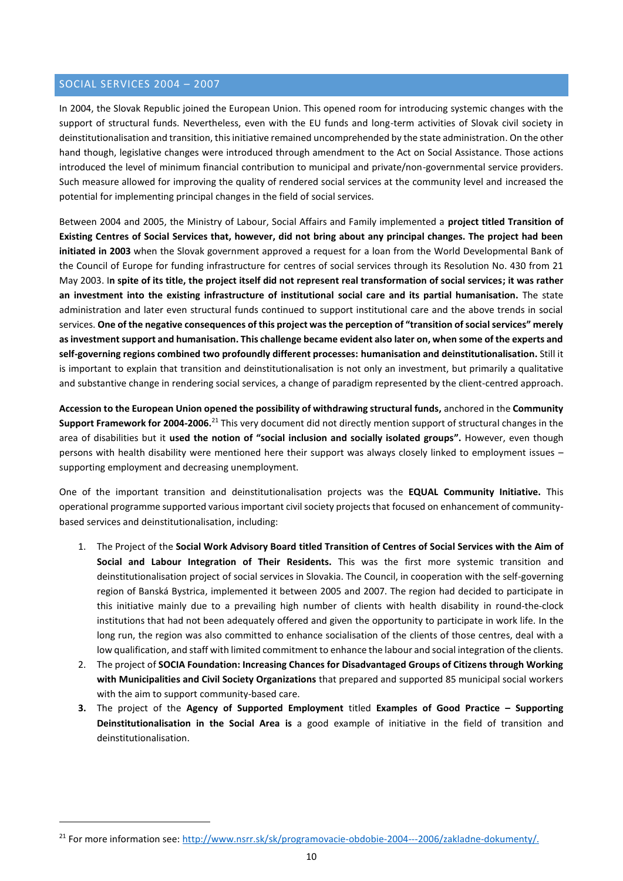## SOCIAL SERVICES 2004 – 2007

In 2004, the Slovak Republic joined the European Union. This opened room for introducing systemic changes with the support of structural funds. Nevertheless, even with the EU funds and long-term activities of Slovak civil society in deinstitutionalisation and transition, this initiative remained uncomprehended by the state administration. On the other hand though, legislative changes were introduced through amendment to the Act on Social Assistance. Those actions introduced the level of minimum financial contribution to municipal and private/non-governmental service providers. Such measure allowed for improving the quality of rendered social services at the community level and increased the potential for implementing principal changes in the field of social services.

Between 2004 and 2005, the Ministry of Labour, Social Affairs and Family implemented a **project titled Transition of Existing Centres of Social Services that, however, did not bring about any principal changes. The project had been initiated in 2003** when the Slovak government approved a request for a loan from the World Developmental Bank of the Council of Europe for funding infrastructure for centres of social services through its Resolution No. 430 from 21 May 2003. I**n spite of its title, the project itself did not represent real transformation of social services; it was rather an investment into the existing infrastructure of institutional social care and its partial humanisation.** The state administration and later even structural funds continued to support institutional care and the above trends in social services. **One of the negative consequences of this project was the perception of "transition of social services" merely as investment support and humanisation. This challenge became evident also later on, when some of the experts and self-governing regions combined two profoundly different processes: humanisation and deinstitutionalisation.** Still it is important to explain that transition and deinstitutionalisation is not only an investment, but primarily a qualitative and substantive change in rendering social services, a change of paradigm represented by the client-centred approach.

**Accession to the European Union opened the possibility of withdrawing structural funds,** anchored in the **Community Support Framework for 2004-2006.**[21] This very document did not directly mention support of structural changes in the area of disabilities but it **used the notion of "social inclusion and socially isolated groups".** However, even though persons with health disability were mentioned here their support was always closely linked to employment issues – supporting employment and decreasing unemployment.

One of the important transition and deinstitutionalisation projects was the **EQUAL Community Initiative.** This operational programme supported various important civil society projects that focused on enhancement of community-based services and deinstitutionalisation, including:

1. The Project of the **Social Work Advisory Board titled Transition of Centres of Social Services with the Aim of Social and Labour Integration of Their Residents.** This was the first more systemic transition and deinstitutionalisation project of social services in Slovakia. The Council, in cooperation with the self-governing region of Banská Bystrica, implemented it between 2005 and 2007. The region had decided to participate in this initiative mainly due to a prevailing high number of clients with health disability in round-the-clock institutions that had not been adequately offered and given the opportunity to participate in work life. In the long run, the region was also committed to enhance socialisation of the clients of those centres, deal with a low qualification, and staff with limited commitment to enhance the labour and social integration of the clients.
2. The project of **SOCIA Foundation: Increasing Chances for Disadvantaged Groups of Citizens through Working with Municipalities and Civil Society Organizations** that prepared and supported 85 municipal social workers with the aim to support community-based care.
3. The project of the **Agency of Supported Employment** titled **Examples of Good Practice – Supporting Deinstitutionalisation in the Social Area is** a good example of initiative in the field of transition and deinstitutionalisation.

---

[21] For more information see: http://www.nsrr.sk/sk/programovacie-obdobie-2004---2006/zakladne-dokumenty/.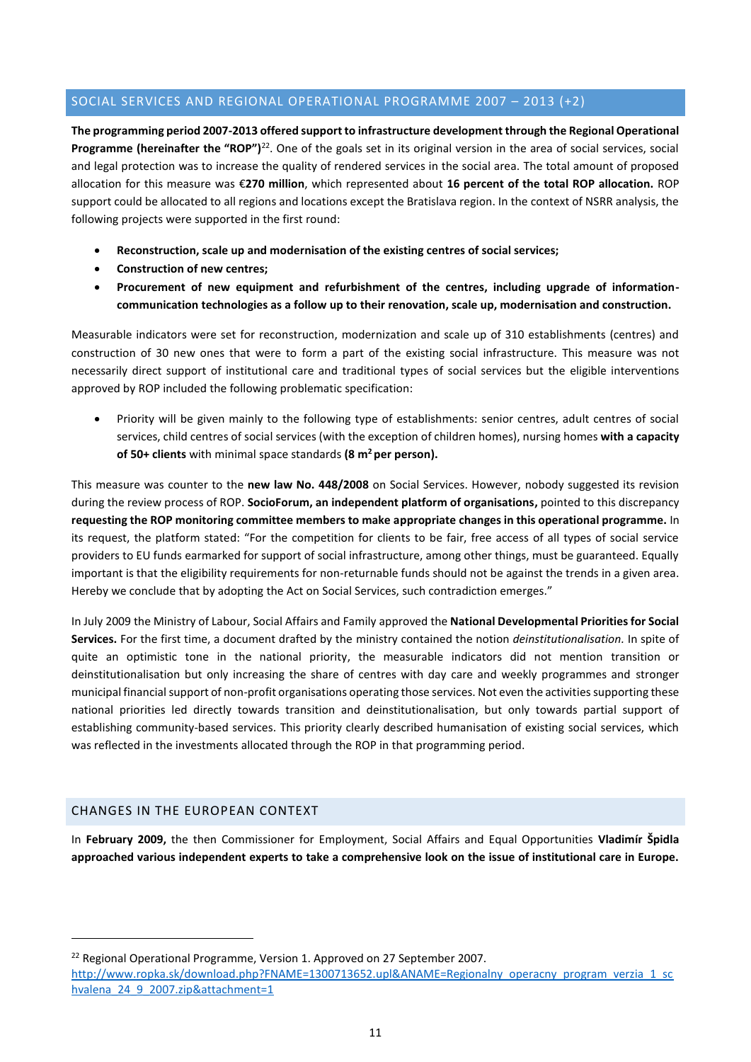## SOCIAL SERVICES AND REGIONAL OPERATIONAL PROGRAMME 2007 – 2013 (+2)

**The programming period 2007-2013 offered support to infrastructure development through the Regional Operational Programme (hereinafter the "ROP")**[22]. One of the goals set in its original version in the area of social services, social and legal protection was to increase the quality of rendered services in the social area. The total amount of proposed allocation for this measure was **€270 million**, which represented about **16 percent of the total ROP allocation.** ROP support could be allocated to all regions and locations except the Bratislava region. In the context of NSRR analysis, the following projects were supported in the first round:

- **Reconstruction, scale up and modernisation of the existing centres of social services;**
- **Construction of new centres;**
- **Procurement of new equipment and refurbishment of the centres, including upgrade of information-communication technologies as a follow up to their renovation, scale up, modernisation and construction.**

Measurable indicators were set for reconstruction, modernization and scale up of 310 establishments (centres) and construction of 30 new ones that were to form a part of the existing social infrastructure. This measure was not necessarily direct support of institutional care and traditional types of social services but the eligible interventions approved by ROP included the following problematic specification:

- Priority will be given mainly to the following type of establishments: senior centres, adult centres of social services, child centres of social services (with the exception of children homes), nursing homes **with a capacity of 50+ clients** with minimal space standards **(8 m$^2$ per person).**

This measure was counter to the **new law No. 448/2008** on Social Services. However, nobody suggested its revision during the review process of ROP. **SocioForum, an independent platform of organisations,** pointed to this discrepancy **requesting the ROP monitoring committee members to make appropriate changes in this operational programme.** In its request, the platform stated: "For the competition for clients to be fair, free access of all types of social service providers to EU funds earmarked for support of social infrastructure, among other things, must be guaranteed. Equally important is that the eligibility requirements for non-returnable funds should not be against the trends in a given area. Hereby we conclude that by adopting the Act on Social Services, such contradiction emerges."

In July 2009 the Ministry of Labour, Social Affairs and Family approved the **National Developmental Priorities for Social Services.** For the first time, a document drafted by the ministry contained the notion *deinstitutionalisation*. In spite of quite an optimistic tone in the national priority, the measurable indicators did not mention transition or deinstitutionalisation but only increasing the share of centres with day care and weekly programmes and stronger municipal financial support of non-profit organisations operating those services. Not even the activities supporting these national priorities led directly towards transition and deinstitutionalisation, but only towards partial support of establishing community-based services. This priority clearly described humanisation of existing social services, which was reflected in the investments allocated through the ROP in that programming period.

## CHANGES IN THE EUROPEAN CONTEXT

In **February 2009,** the then Commissioner for Employment, Social Affairs and Equal Opportunities **Vladimír Špidla approached various independent experts to take a comprehensive look on the issue of institutional care in Europe.**

---

[22] Regional Operational Programme, Version 1. Approved on 27 September 2007. http://www.ropka.sk/download.php?FNAME=1300713652.upl&ANAME=Regionalny_operacny_program_verzia_1_schvalena_24_9_2007.zip&attachment=1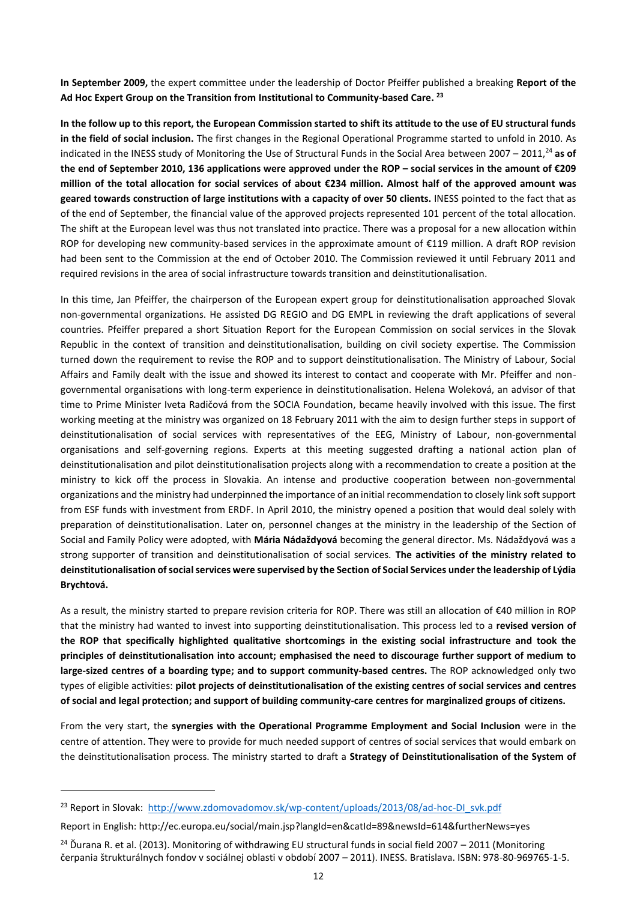**In September 2009,** the expert committee under the leadership of Doctor Pfeiffer published a breaking **Report of the Ad Hoc Expert Group on the Transition from Institutional to Community-based Care.** [23]

**In the follow up to this report, the European Commission started to shift its attitude to the use of EU structural funds in the field of social inclusion.** The first changes in the Regional Operational Programme started to unfold in 2010. As indicated in the INESS study of Monitoring the Use of Structural Funds in the Social Area between 2007 – 2011,[24] **as of the end of September 2010, 136 applications were approved under the ROP – social services in the amount of €209 million of the total allocation for social services of about €234 million. Almost half of the approved amount was geared towards construction of large institutions with a capacity of over 50 clients.** INESS pointed to the fact that as of the end of September, the financial value of the approved projects represented 101 percent of the total allocation. The shift at the European level was thus not translated into practice. There was a proposal for a new allocation within ROP for developing new community-based services in the approximate amount of €119 million. A draft ROP revision had been sent to the Commission at the end of October 2010. The Commission reviewed it until February 2011 and required revisions in the area of social infrastructure towards transition and deinstitutionalisation.

In this time, Jan Pfeiffer, the chairperson of the European expert group for deinstitutionalisation approached Slovak non-governmental organizations. He assisted DG REGIO and DG EMPL in reviewing the draft applications of several countries. Pfeiffer prepared a short Situation Report for the European Commission on social services in the Slovak Republic in the context of transition and deinstitutionalisation, building on civil society expertise. The Commission turned down the requirement to revise the ROP and to support deinstitutionalisation. The Ministry of Labour, Social Affairs and Family dealt with the issue and showed its interest to contact and cooperate with Mr. Pfeiffer and non-governmental organisations with long-term experience in deinstitutionalisation. Helena Woleková, an advisor of that time to Prime Minister Iveta Radičová from the SOCIA Foundation, became heavily involved with this issue. The first working meeting at the ministry was organized on 18 February 2011 with the aim to design further steps in support of deinstitutionalisation of social services with representatives of the EEG, Ministry of Labour, non-governmental organisations and self-governing regions. Experts at this meeting suggested drafting a national action plan of deinstitutionalisation and pilot deinstitutionalisation projects along with a recommendation to create a position at the ministry to kick off the process in Slovakia. An intense and productive cooperation between non-governmental organizations and the ministry had underpinned the importance of an initial recommendation to closely link soft support from ESF funds with investment from ERDF. In April 2010, the ministry opened a position that would deal solely with preparation of deinstitutionalisation. Later on, personnel changes at the ministry in the leadership of the Section of Social and Family Policy were adopted, with **Mária Nádaždyová** becoming the general director. Ms. Nádaždyová was a strong supporter of transition and deinstitutionalisation of social services. **The activities of the ministry related to deinstitutionalisation of social services were supervised by the Section of Social Services under the leadership of Lýdia Brychtová.**

As a result, the ministry started to prepare revision criteria for ROP. There was still an allocation of €40 million in ROP that the ministry had wanted to invest into supporting deinstitutionalisation. This process led to a **revised version of the ROP that specifically highlighted qualitative shortcomings in the existing social infrastructure and took the principles of deinstitutionalisation into account; emphasised the need to discourage further support of medium to large-sized centres of a boarding type; and to support community-based centres.** The ROP acknowledged only two types of eligible activities: **pilot projects of deinstitutionalisation of the existing centres of social services and centres of social and legal protection; and support of building community-care centres for marginalized groups of citizens.**

From the very start, the **synergies with the Operational Programme Employment and Social Inclusion** were in the centre of attention. They were to provide for much needed support of centres of social services that would embark on the deinstitutionalisation process. The ministry started to draft a **Strategy of Deinstitutionalisation of the System of**

---

[23] Report in Slovak: http://www.zdomovadomov.sk/wp-content/uploads/2013/08/ad-hoc-DI_svk.pdf

Report in English: http://ec.europa.eu/social/main.jsp?langId=en&catId=89&newsId=614&furtherNews=yes

[24] Ďurana R. et al. (2013). Monitoring of withdrawing EU structural funds in social field 2007 – 2011 (Monitoring čerpania štrukturálnych fondov v sociálnej oblasti v období 2007 – 2011). INESS. Bratislava. ISBN: 978-80-969765-1-5.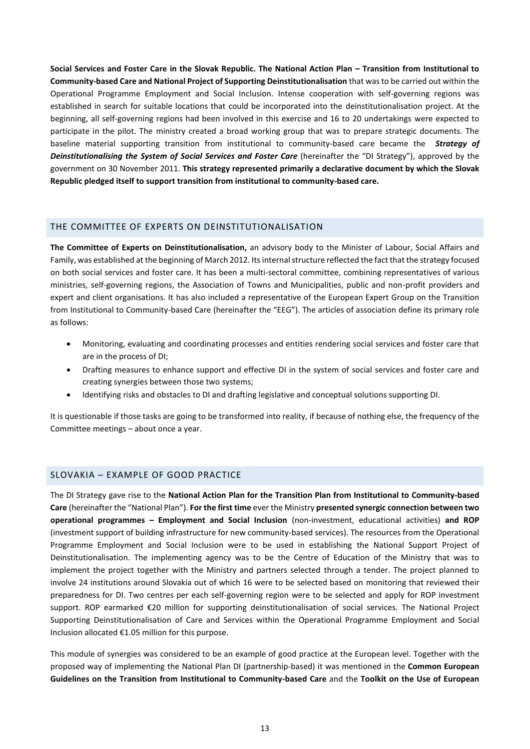**Social Services and Foster Care in the Slovak Republic. The National Action Plan – Transition from Institutional to Community-based Care and National Project of Supporting Deinstitutionalisation** that was to be carried out within the Operational Programme Employment and Social Inclusion. Intense cooperation with self-governing regions was established in search for suitable locations that could be incorporated into the deinstitutionalisation project. At the beginning, all self-governing regions had been involved in this exercise and 16 to 20 undertakings were expected to participate in the pilot. The ministry created a broad working group that was to prepare strategic documents. The baseline material supporting transition from institutional to community-based care became the ***Strategy of Deinstitutionalising the System of Social Services and Foster Care*** (hereinafter the "DI Strategy"), approved by the government on 30 November 2011. **This strategy represented primarily a declarative document by which the Slovak Republic pledged itself to support transition from institutional to community-based care.**

## THE COMMITTEE OF EXPERTS ON DEINSTITUTIONALISATION

**The Committee of Experts on Deinstitutionalisation,** an advisory body to the Minister of Labour, Social Affairs and Family, was established at the beginning of March 2012. Its internal structure reflected the fact that the strategy focused on both social services and foster care. It has been a multi-sectoral committee, combining representatives of various ministries, self-governing regions, the Association of Towns and Municipalities, public and non-profit providers and expert and client organisations. It has also included a representative of the European Expert Group on the Transition from Institutional to Community-based Care (hereinafter the "EEG"). The articles of association define its primary role as follows:

- Monitoring, evaluating and coordinating processes and entities rendering social services and foster care that are in the process of DI;
- Drafting measures to enhance support and effective DI in the system of social services and foster care and creating synergies between those two systems;
- Identifying risks and obstacles to DI and drafting legislative and conceptual solutions supporting DI.

It is questionable if those tasks are going to be transformed into reality, if because of nothing else, the frequency of the Committee meetings – about once a year.

## SLOVAKIA – EXAMPLE OF GOOD PRACTICE

The DI Strategy gave rise to the **National Action Plan for the Transition Plan from Institutional to Community-based Care** (hereinafter the "National Plan"). **For the first time** ever the Ministry **presented synergic connection between two operational programmes – Employment and Social Inclusion** (non-investment, educational activities) **and ROP** (investment support of building infrastructure for new community-based services). The resources from the Operational Programme Employment and Social Inclusion were to be used in establishing the National Support Project of Deinstitutionalisation. The implementing agency was to be the Centre of Education of the Ministry that was to implement the project together with the Ministry and partners selected through a tender. The project planned to involve 24 institutions around Slovakia out of which 16 were to be selected based on monitoring that reviewed their preparedness for DI. Two centres per each self-governing region were to be selected and apply for ROP investment support. ROP earmarked €20 million for supporting deinstitutionalisation of social services. The National Project Supporting Deinstitutionalisation of Care and Services within the Operational Programme Employment and Social Inclusion allocated €1.05 million for this purpose.

This module of synergies was considered to be an example of good practice at the European level. Together with the proposed way of implementing the National Plan DI (partnership-based) it was mentioned in the **Common European Guidelines on the Transition from Institutional to Community-based Care** and the **Toolkit on the Use of European**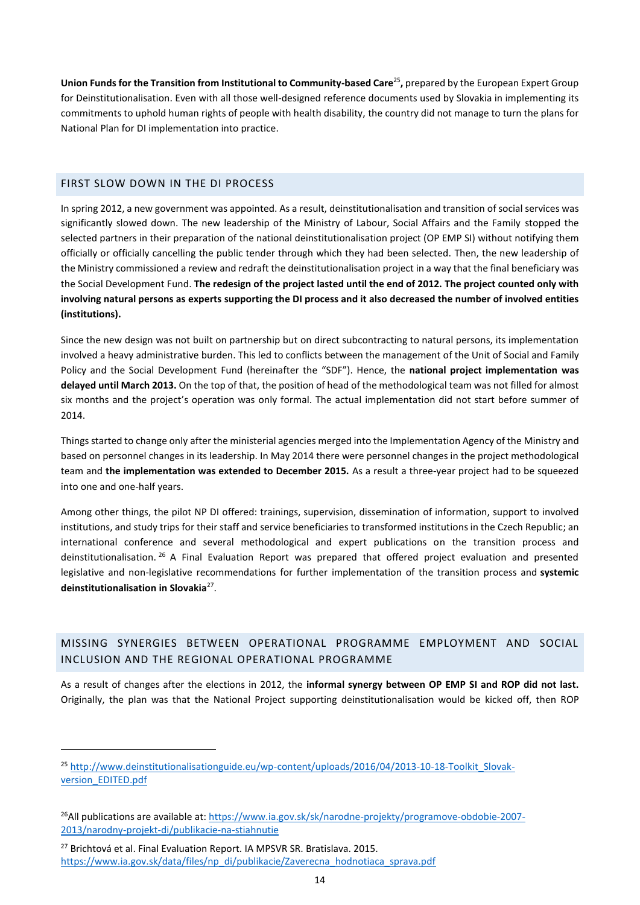**Union Funds for the Transition from Institutional to Community-based Care**[25]**,** prepared by the European Expert Group for Deinstitutionalisation. Even with all those well-designed reference documents used by Slovakia in implementing its commitments to uphold human rights of people with health disability, the country did not manage to turn the plans for National Plan for DI implementation into practice.

## FIRST SLOW DOWN IN THE DI PROCESS

In spring 2012, a new government was appointed. As a result, deinstitutionalisation and transition of social services was significantly slowed down. The new leadership of the Ministry of Labour, Social Affairs and the Family stopped the selected partners in their preparation of the national deinstitutionalisation project (OP EMP SI) without notifying them officially or officially cancelling the public tender through which they had been selected. Then, the new leadership of the Ministry commissioned a review and redraft the deinstitutionalisation project in a way that the final beneficiary was the Social Development Fund. **The redesign of the project lasted until the end of 2012. The project counted only with involving natural persons as experts supporting the DI process and it also decreased the number of involved entities (institutions).**

Since the new design was not built on partnership but on direct subcontracting to natural persons, its implementation involved a heavy administrative burden. This led to conflicts between the management of the Unit of Social and Family Policy and the Social Development Fund (hereinafter the "SDF"). Hence, the **national project implementation was delayed until March 2013.** On the top of that, the position of head of the methodological team was not filled for almost six months and the project's operation was only formal. The actual implementation did not start before summer of 2014.

Things started to change only after the ministerial agencies merged into the Implementation Agency of the Ministry and based on personnel changes in its leadership. In May 2014 there were personnel changes in the project methodological team and **the implementation was extended to December 2015.** As a result a three-year project had to be squeezed into one and one-half years.

Among other things, the pilot NP DI offered: trainings, supervision, dissemination of information, support to involved institutions, and study trips for their staff and service beneficiaries to transformed institutions in the Czech Republic; an international conference and several methodological and expert publications on the transition process and deinstitutionalisation.[26] A Final Evaluation Report was prepared that offered project evaluation and presented legislative and non-legislative recommendations for further implementation of the transition process and **systemic deinstitutionalisation in Slovakia**[27].

## MISSING SYNERGIES BETWEEN OPERATIONAL PROGRAMME EMPLOYMENT AND SOCIAL INCLUSION AND THE REGIONAL OPERATIONAL PROGRAMME

As a result of changes after the elections in 2012, the **informal synergy between OP EMP SI and ROP did not last.** Originally, the plan was that the National Project supporting deinstitutionalisation would be kicked off, then ROP

---

[25] http://www.deinstitutionalisationguide.eu/wp-content/uploads/2016/04/2013-10-18-Toolkit_Slovak-version_EDITED.pdf

[26] All publications are available at: https://www.ia.gov.sk/sk/narodne-projekty/programove-obdobie-2007-2013/narodny-projekt-di/publikacie-na-stiahnutie

[27] Brichtová et al. Final Evaluation Report. IA MPSVR SR. Bratislava. 2015. https://www.ia.gov.sk/data/files/np_di/publikacie/Zaverecna_hodnotiaca_sprava.pdf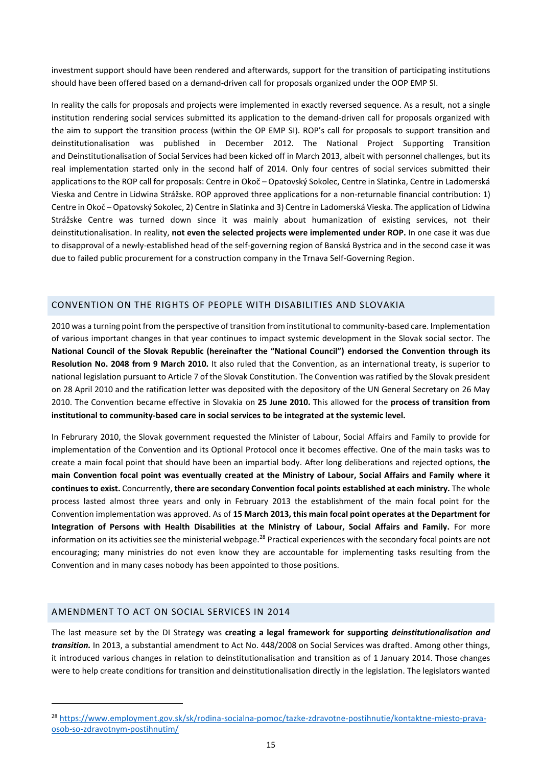investment support should have been rendered and afterwards, support for the transition of participating institutions should have been offered based on a demand-driven call for proposals organized under the OOP EMP SI.

In reality the calls for proposals and projects were implemented in exactly reversed sequence. As a result, not a single institution rendering social services submitted its application to the demand-driven call for proposals organized with the aim to support the transition process (within the OP EMP SI). ROP's call for proposals to support transition and deinstitutionalisation was published in December 2012. The National Project Supporting Transition and Deinstitutionalisation of Social Services had been kicked off in March 2013, albeit with personnel challenges, but its real implementation started only in the second half of 2014. Only four centres of social services submitted their applications to the ROP call for proposals: Centre in Okoč – Opatovský Sokolec, Centre in Slatinka, Centre in Ladomerská Vieska and Centre in Lidwina Strážske. ROP approved three applications for a non-returnable financial contribution: 1) Centre in Okoč – Opatovský Sokolec, 2) Centre in Slatinka and 3) Centre in Ladomerská Vieska. The application of Lidwina Strážske Centre was turned down since it was mainly about humanization of existing services, not their deinstitutionalisation. In reality, **not even the selected projects were implemented under ROP.** In one case it was due to disapproval of a newly-established head of the self-governing region of Banská Bystrica and in the second case it was due to failed public procurement for a construction company in the Trnava Self-Governing Region.

## CONVENTION ON THE RIGHTS OF PEOPLE WITH DISABILITIES AND SLOVAKIA

2010 was a turning point from the perspective of transition from institutional to community-based care. Implementation of various important changes in that year continues to impact systemic development in the Slovak social sector. The **National Council of the Slovak Republic (hereinafter the "National Council") endorsed the Convention through its Resolution No. 2048 from 9 March 2010.** It also ruled that the Convention, as an international treaty, is superior to national legislation pursuant to Article 7 of the Slovak Constitution. The Convention was ratified by the Slovak president on 28 April 2010 and the ratification letter was deposited with the depository of the UN General Secretary on 26 May 2010. The Convention became effective in Slovakia on **25 June 2010.** This allowed for the **process of transition from institutional to community-based care in social services to be integrated at the systemic level.**

In Februrary 2010, the Slovak government requested the Minister of Labour, Social Affairs and Family to provide for implementation of the Convention and its Optional Protocol once it becomes effective. One of the main tasks was to create a main focal point that should have been an impartial body. After long deliberations and rejected options, t**he main Convention focal point was eventually created at the Ministry of Labour, Social Affairs and Family where it continues to exist.** Concurrently, **there are secondary Convention focal points established at each ministry.** The whole process lasted almost three years and only in February 2013 the establishment of the main focal point for the Convention implementation was approved. As of **15 March 2013, this main focal point operates at the Department for Integration of Persons with Health Disabilities at the Ministry of Labour, Social Affairs and Family.** For more information on its activities see the ministerial webpage.[28] Practical experiences with the secondary focal points are not encouraging; many ministries do not even know they are accountable for implementing tasks resulting from the Convention and in many cases nobody has been appointed to those positions.

## AMENDMENT TO ACT ON SOCIAL SERVICES IN 2014

The last measure set by the DI Strategy was **creating a legal framework for supporting *deinstitutionalisation and transition.*** In 2013, a substantial amendment to Act No. 448/2008 on Social Services was drafted. Among other things, it introduced various changes in relation to deinstitutionalisation and transition as of 1 January 2014. Those changes were to help create conditions for transition and deinstitutionalisation directly in the legislation. The legislators wanted

[28] https://www.employment.gov.sk/sk/rodina-socialna-pomoc/tazke-zdravotne-postihnutie/kontaktne-miesto-prava-osob-so-zdravotnym-postihnutim/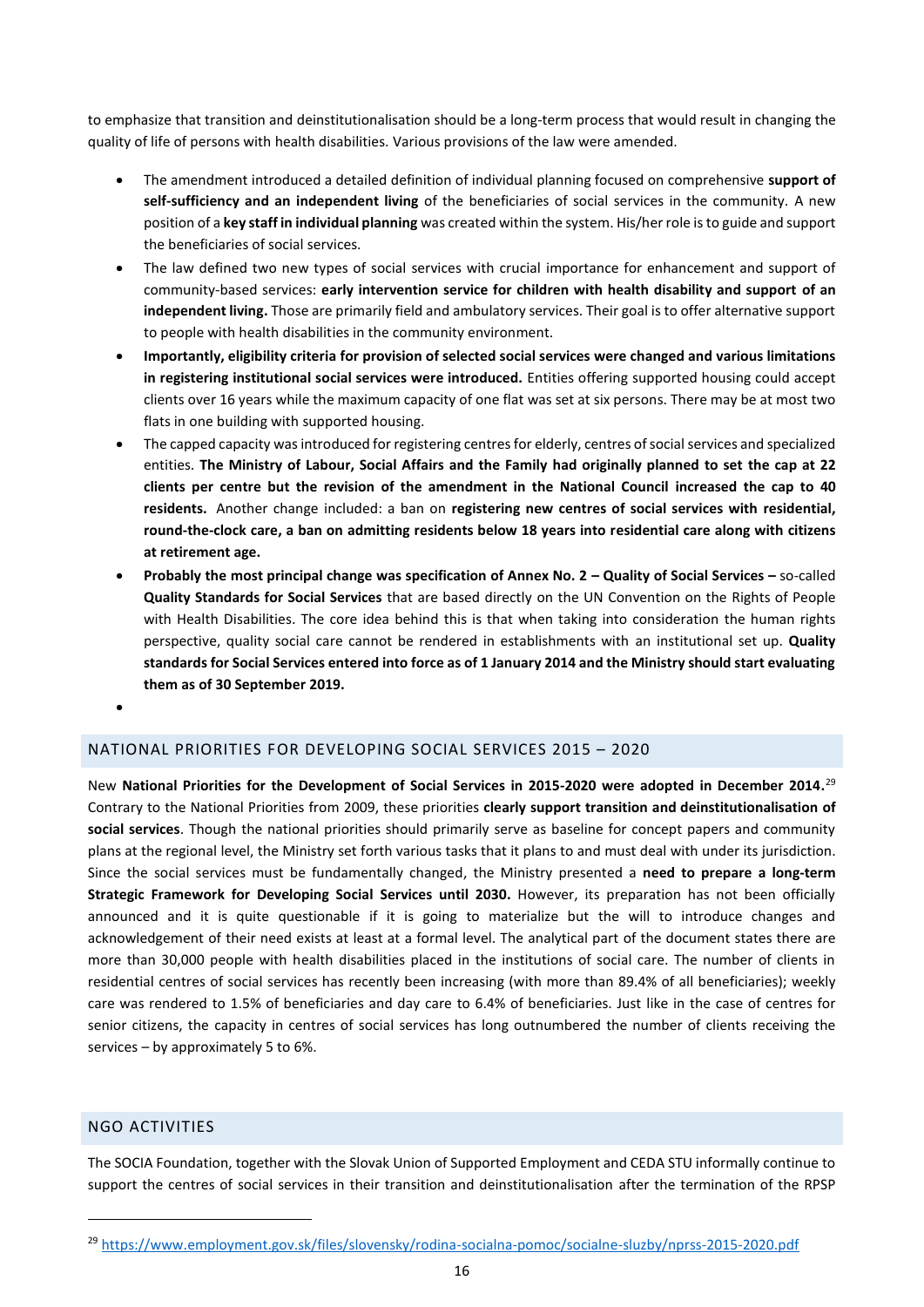to emphasize that transition and deinstitutionalisation should be a long-term process that would result in changing the quality of life of persons with health disabilities. Various provisions of the law were amended.

- The amendment introduced a detailed definition of individual planning focused on comprehensive **support of self-sufficiency and an independent living** of the beneficiaries of social services in the community. A new position of a **key staff in individual planning** was created within the system. His/her role is to guide and support the beneficiaries of social services.
- The law defined two new types of social services with crucial importance for enhancement and support of community-based services: **early intervention service for children with health disability and support of an independent living.** Those are primarily field and ambulatory services. Their goal is to offer alternative support to people with health disabilities in the community environment.
- **Importantly, eligibility criteria for provision of selected social services were changed and various limitations in registering institutional social services were introduced.** Entities offering supported housing could accept clients over 16 years while the maximum capacity of one flat was set at six persons. There may be at most two flats in one building with supported housing.
- The capped capacity was introduced for registering centres for elderly, centres of social services and specialized entities. **The Ministry of Labour, Social Affairs and the Family had originally planned to set the cap at 22 clients per centre but the revision of the amendment in the National Council increased the cap to 40 residents.** Another change included: a ban on **registering new centres of social services with residential, round-the-clock care, a ban on admitting residents below 18 years into residential care along with citizens at retirement age.**
- **Probably the most principal change was specification of Annex No. 2 – Quality of Social Services –** so-called **Quality Standards for Social Services** that are based directly on the UN Convention on the Rights of People with Health Disabilities. The core idea behind this is that when taking into consideration the human rights perspective, quality social care cannot be rendered in establishments with an institutional set up. **Quality standards for Social Services entered into force as of 1 January 2014 and the Ministry should start evaluating them as of 30 September 2019.**

## NATIONAL PRIORITIES FOR DEVELOPING SOCIAL SERVICES 2015 – 2020

New **National Priorities for the Development of Social Services in 2015-2020 were adopted in December 2014.**[29] Contrary to the National Priorities from 2009, these priorities **clearly support transition and deinstitutionalisation of social services**. Though the national priorities should primarily serve as baseline for concept papers and community plans at the regional level, the Ministry set forth various tasks that it plans to and must deal with under its jurisdiction. Since the social services must be fundamentally changed, the Ministry presented a **need to prepare a long-term Strategic Framework for Developing Social Services until 2030.** However, its preparation has not been officially announced and it is quite questionable if it is going to materialize but the will to introduce changes and acknowledgement of their need exists at least at a formal level. The analytical part of the document states there are more than 30,000 people with health disabilities placed in the institutions of social care. The number of clients in residential centres of social services has recently been increasing (with more than 89.4% of all beneficiaries); weekly care was rendered to 1.5% of beneficiaries and day care to 6.4% of beneficiaries. Just like in the case of centres for senior citizens, the capacity in centres of social services has long outnumbered the number of clients receiving the services – by approximately 5 to 6%.

## NGO ACTIVITIES

The SOCIA Foundation, together with the Slovak Union of Supported Employment and CEDA STU informally continue to support the centres of social services in their transition and deinstitutionalisation after the termination of the RPSP

---

[29] https://www.employment.gov.sk/files/slovensky/rodina-socialna-pomoc/socialne-sluzby/nprss-2015-2020.pdf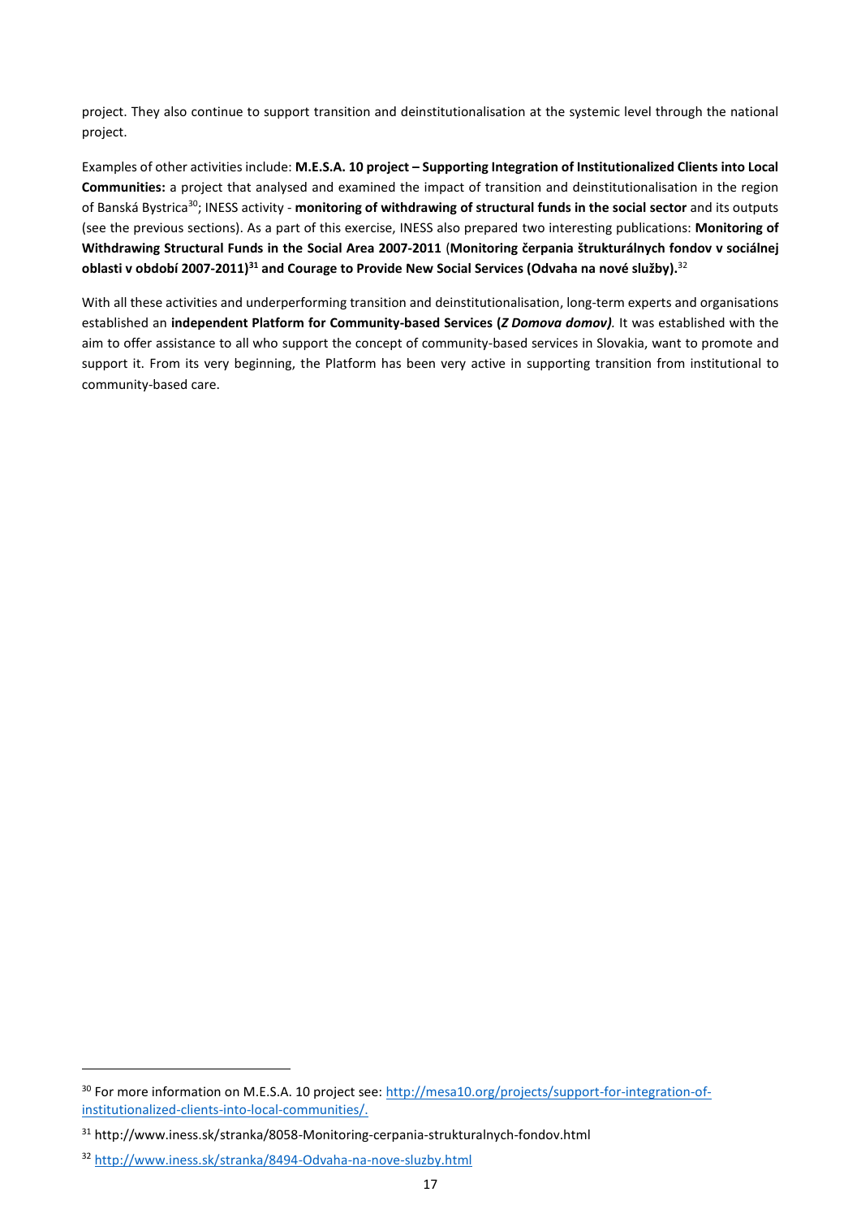project. They also continue to support transition and deinstitutionalisation at the systemic level through the national project.

Examples of other activities include: **M.E.S.A. 10 project – Supporting Integration of Institutionalized Clients into Local Communities:** a project that analysed and examined the impact of transition and deinstitutionalisation in the region of Banská Bystrica[30]; INESS activity - **monitoring of withdrawing of structural funds in the social sector** and its outputs (see the previous sections). As a part of this exercise, INESS also prepared two interesting publications: **Monitoring of Withdrawing Structural Funds in the Social Area 2007-2011** (**Monitoring čerpania štrukturálnych fondov v sociálnej oblasti v období 2007-2011)**[31] **and Courage to Provide New Social Services (Odvaha na nové služby).**[32]

With all these activities and underperforming transition and deinstitutionalisation, long-term experts and organisations established an **independent Platform for Community-based Services (*Z Domova domov*)**. It was established with the aim to offer assistance to all who support the concept of community-based services in Slovakia, want to promote and support it. From its very beginning, the Platform has been very active in supporting transition from institutional to community-based care.

---

[30] For more information on M.E.S.A. 10 project see: http://mesa10.org/projects/support-for-integration-of-institutionalized-clients-into-local-communities/.

[31] http://www.iness.sk/stranka/8058-Monitoring-cerpania-strukturalnych-fondov.html

[32] http://www.iness.sk/stranka/8494-Odvaha-na-nove-sluzby.html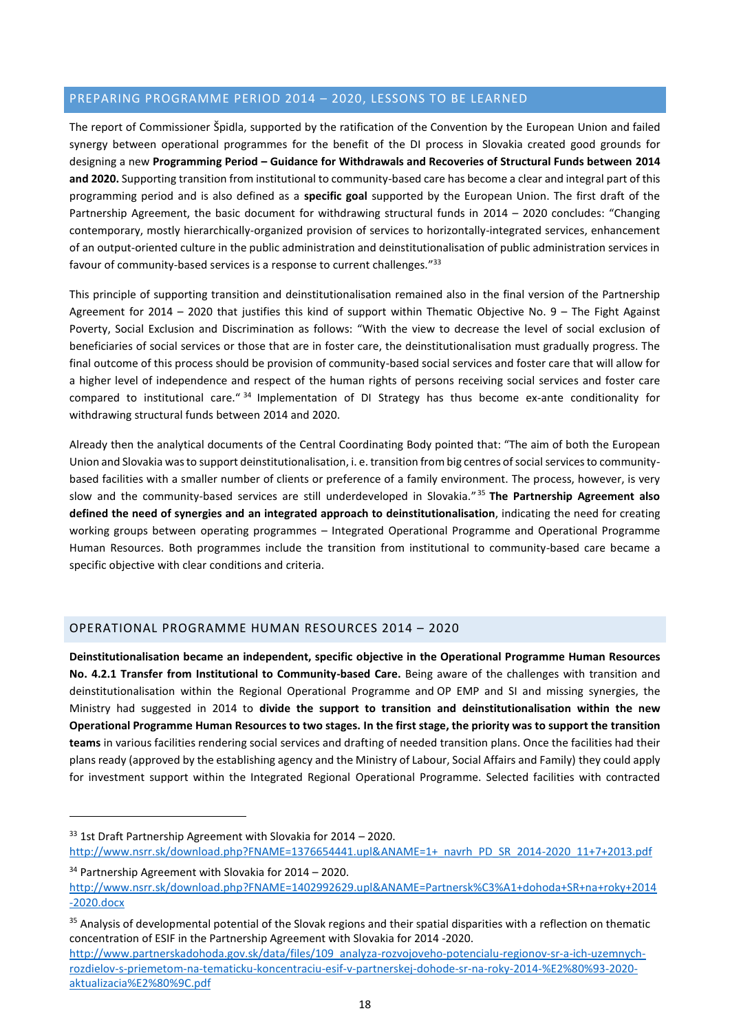## PREPARING PROGRAMME PERIOD 2014 – 2020, LESSONS TO BE LEARNED

The report of Commissioner Špidla, supported by the ratification of the Convention by the European Union and failed synergy between operational programmes for the benefit of the DI process in Slovakia created good grounds for designing a new **Programming Period – Guidance for Withdrawals and Recoveries of Structural Funds between 2014 and 2020.** Supporting transition from institutional to community-based care has become a clear and integral part of this programming period and is also defined as a **specific goal** supported by the European Union. The first draft of the Partnership Agreement, the basic document for withdrawing structural funds in 2014 – 2020 concludes: "Changing contemporary, mostly hierarchically-organized provision of services to horizontally-integrated services, enhancement of an output-oriented culture in the public administration and deinstitutionalisation of public administration services in favour of community-based services is a response to current challenges."[33]

This principle of supporting transition and deinstitutionalisation remained also in the final version of the Partnership Agreement for 2014 – 2020 that justifies this kind of support within Thematic Objective No. 9 – The Fight Against Poverty, Social Exclusion and Discrimination as follows: "With the view to decrease the level of social exclusion of beneficiaries of social services or those that are in foster care, the deinstitutionalisation must gradually progress. The final outcome of this process should be provision of community-based social services and foster care that will allow for a higher level of independence and respect of the human rights of persons receiving social services and foster care compared to institutional care."[34] Implementation of DI Strategy has thus become ex-ante conditionality for withdrawing structural funds between 2014 and 2020.

Already then the analytical documents of the Central Coordinating Body pointed that: "The aim of both the European Union and Slovakia was to support deinstitutionalisation, i. e. transition from big centres of social services to community-based facilities with a smaller number of clients or preference of a family environment. The process, however, is very slow and the community-based services are still underdeveloped in Slovakia."[35] **The Partnership Agreement also defined the need of synergies and an integrated approach to deinstitutionalisation**, indicating the need for creating working groups between operating programmes – Integrated Operational Programme and Operational Programme Human Resources. Both programmes include the transition from institutional to community-based care became a specific objective with clear conditions and criteria.

## OPERATIONAL PROGRAMME HUMAN RESOURCES 2014 – 2020

**Deinstitutionalisation became an independent, specific objective in the Operational Programme Human Resources No. 4.2.1 Transfer from Institutional to Community-based Care.** Being aware of the challenges with transition and deinstitutionalisation within the Regional Operational Programme and OP EMP and SI and missing synergies, the Ministry had suggested in 2014 to **divide the support to transition and deinstitutionalisation within the new Operational Programme Human Resources to two stages. In the first stage, the priority was to support the transition teams** in various facilities rendering social services and drafting of needed transition plans. Once the facilities had their plans ready (approved by the establishing agency and the Ministry of Labour, Social Affairs and Family) they could apply for investment support within the Integrated Regional Operational Programme. Selected facilities with contracted

---

[33] 1st Draft Partnership Agreement with Slovakia for 2014 – 2020.
http://www.nsrr.sk/download.php?FNAME=1376654441.upl&ANAME=1+_navrh_PD_SR_2014-2020_11+7+2013.pdf

[34] Partnership Agreement with Slovakia for 2014 – 2020.
http://www.nsrr.sk/download.php?FNAME=1402992629.upl&ANAME=Partnersk%C3%A1+dohoda+SR+na+roky+2014-2020.docx

[35] Analysis of developmental potential of the Slovak regions and their spatial disparities with a reflection on thematic concentration of ESIF in the Partnership Agreement with Slovakia for 2014 -2020.
http://www.partnerskadohoda.gov.sk/data/files/109_analyza-rozvojoveho-potencialu-regionov-sr-a-ich-uzemnych-rozdielov-s-priemetom-na-tematicku-koncentraciu-esif-v-partnerskej-dohode-sr-na-roky-2014-%E2%80%93-2020-aktualizacia%E2%80%9C.pdf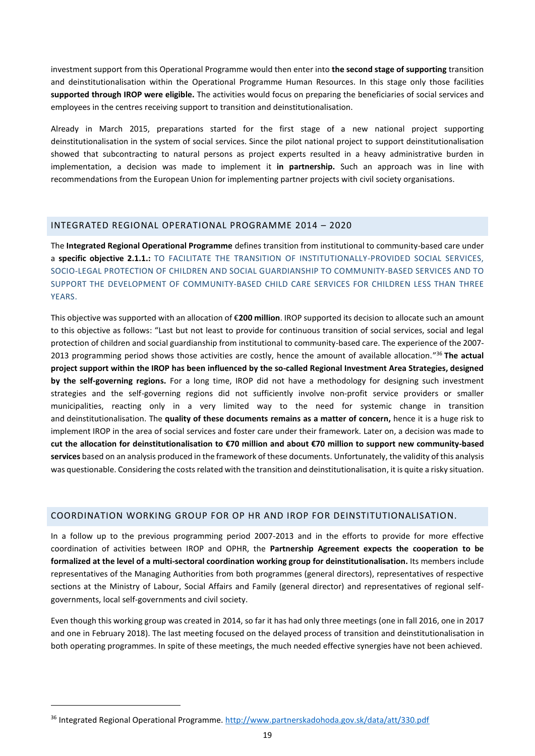investment support from this Operational Programme would then enter into **the second stage of supporting** transition and deinstitutionalisation within the Operational Programme Human Resources. In this stage only those facilities **supported through IROP were eligible.** The activities would focus on preparing the beneficiaries of social services and employees in the centres receiving support to transition and deinstitutionalisation.

Already in March 2015, preparations started for the first stage of a new national project supporting deinstitutionalisation in the system of social services. Since the pilot national project to support deinstitutionalisation showed that subcontracting to natural persons as project experts resulted in a heavy administrative burden in implementation, a decision was made to implement it **in partnership.** Such an approach was in line with recommendations from the European Union for implementing partner projects with civil society organisations.

## INTEGRATED REGIONAL OPERATIONAL PROGRAMME 2014 – 2020

The **Integrated Regional Operational Programme** defines transition from institutional to community-based care under a **specific objective 2.1.1.:** TO FACILITATE THE TRANSITION OF INSTITUTIONALLY-PROVIDED SOCIAL SERVICES, SOCIO-LEGAL PROTECTION OF CHILDREN AND SOCIAL GUARDIANSHIP TO COMMUNITY-BASED SERVICES AND TO SUPPORT THE DEVELOPMENT OF COMMUNITY-BASED CHILD CARE SERVICES FOR CHILDREN LESS THAN THREE YEARS.

This objective was supported with an allocation of €**200 million**. IROP supported its decision to allocate such an amount to this objective as follows: "Last but not least to provide for continuous transition of social services, social and legal protection of children and social guardianship from institutional to community-based care. The experience of the 2007-2013 programming period shows those activities are costly, hence the amount of available allocation."[36] **The actual project support within the IROP has been influenced by the so-called Regional Investment Area Strategies, designed by the self-governing regions.** For a long time, IROP did not have a methodology for designing such investment strategies and the self-governing regions did not sufficiently involve non-profit service providers or smaller municipalities, reacting only in a very limited way to the need for systemic change in transition and deinstitutionalisation. The **quality of these documents remains as a matter of concern,** hence it is a huge risk to implement IROP in the area of social services and foster care under their framework. Later on, a decision was made to **cut the allocation for deinstitutionalisation to €70 million and about €70 million to support new community-based services** based on an analysis produced in the framework of these documents. Unfortunately, the validity of this analysis was questionable. Considering the costs related with the transition and deinstitutionalisation, it is quite a risky situation.

## COORDINATION WORKING GROUP FOR OP HR AND IROP FOR DEINSTITUTIONALISATION.

In a follow up to the previous programming period 2007-2013 and in the efforts to provide for more effective coordination of activities between IROP and OPHR, the **Partnership Agreement expects the cooperation to be formalized at the level of a multi-sectoral coordination working group for deinstitutionalisation.** Its members include representatives of the Managing Authorities from both programmes (general directors), representatives of respective sections at the Ministry of Labour, Social Affairs and Family (general director) and representatives of regional self-governments, local self-governments and civil society.

Even though this working group was created in 2014, so far it has had only three meetings (one in fall 2016, one in 2017 and one in February 2018). The last meeting focused on the delayed process of transition and deinstitutionalisation in both operating programmes. In spite of these meetings, the much needed effective synergies have not been achieved.

---

[36] Integrated Regional Operational Programme. http://www.partnerskadohoda.gov.sk/data/att/330.pdf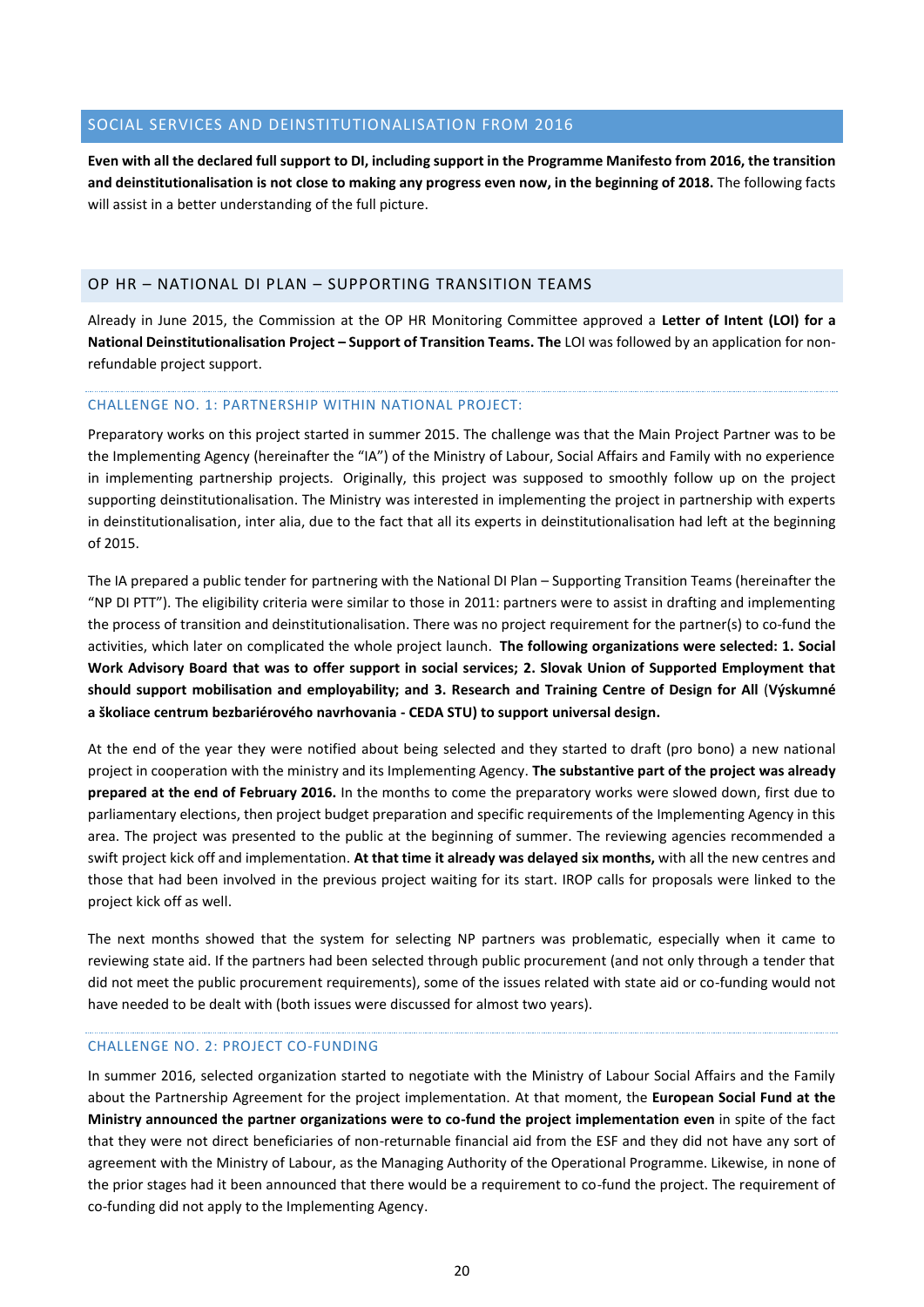## SOCIAL SERVICES AND DEINSTITUTIONALISATION FROM 2016

**Even with all the declared full support to DI, including support in the Programme Manifesto from 2016, the transition and deinstitutionalisation is not close to making any progress even now, in the beginning of 2018.** The following facts will assist in a better understanding of the full picture.

## OP HR – NATIONAL DI PLAN – SUPPORTING TRANSITION TEAMS

Already in June 2015, the Commission at the OP HR Monitoring Committee approved a **Letter of Intent (LOI) for a National Deinstitutionalisation Project – Support of Transition Teams. The** LOI was followed by an application for non-refundable project support.

### CHALLENGE NO. 1: PARTNERSHIP WITHIN NATIONAL PROJECT:

Preparatory works on this project started in summer 2015. The challenge was that the Main Project Partner was to be the Implementing Agency (hereinafter the "IA") of the Ministry of Labour, Social Affairs and Family with no experience in implementing partnership projects. Originally, this project was supposed to smoothly follow up on the project supporting deinstitutionalisation. The Ministry was interested in implementing the project in partnership with experts in deinstitutionalisation, inter alia, due to the fact that all its experts in deinstitutionalisation had left at the beginning of 2015.

The IA prepared a public tender for partnering with the National DI Plan – Supporting Transition Teams (hereinafter the "NP DI PTT"). The eligibility criteria were similar to those in 2011: partners were to assist in drafting and implementing the process of transition and deinstitutionalisation. There was no project requirement for the partner(s) to co-fund the activities, which later on complicated the whole project launch. **The following organizations were selected: 1. Social Work Advisory Board that was to offer support in social services; 2. Slovak Union of Supported Employment that should support mobilisation and employability; and 3. Research and Training Centre of Design for All** (**Výskumné a školiace centrum bezbariérového navrhovania - CEDA STU) to support universal design.**

At the end of the year they were notified about being selected and they started to draft (pro bono) a new national project in cooperation with the ministry and its Implementing Agency. **The substantive part of the project was already prepared at the end of February 2016.** In the months to come the preparatory works were slowed down, first due to parliamentary elections, then project budget preparation and specific requirements of the Implementing Agency in this area. The project was presented to the public at the beginning of summer. The reviewing agencies recommended a swift project kick off and implementation. **At that time it already was delayed six months,** with all the new centres and those that had been involved in the previous project waiting for its start. IROP calls for proposals were linked to the project kick off as well.

The next months showed that the system for selecting NP partners was problematic, especially when it came to reviewing state aid. If the partners had been selected through public procurement (and not only through a tender that did not meet the public procurement requirements), some of the issues related with state aid or co-funding would not have needed to be dealt with (both issues were discussed for almost two years).

### CHALLENGE NO. 2: PROJECT CO-FUNDING

In summer 2016, selected organization started to negotiate with the Ministry of Labour Social Affairs and the Family about the Partnership Agreement for the project implementation. At that moment, the **European Social Fund at the Ministry announced the partner organizations were to co-fund the project implementation even** in spite of the fact that they were not direct beneficiaries of non-returnable financial aid from the ESF and they did not have any sort of agreement with the Ministry of Labour, as the Managing Authority of the Operational Programme. Likewise, in none of the prior stages had it been announced that there would be a requirement to co-fund the project. The requirement of co-funding did not apply to the Implementing Agency.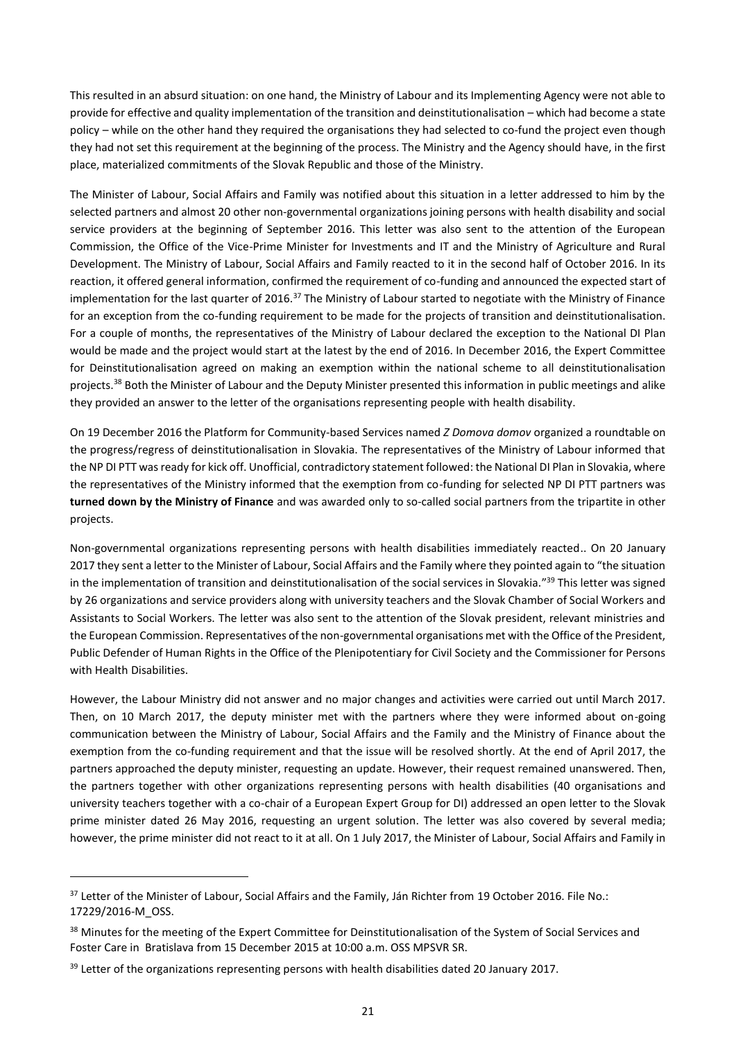This resulted in an absurd situation: on one hand, the Ministry of Labour and its Implementing Agency were not able to provide for effective and quality implementation of the transition and deinstitutionalisation – which had become a state policy – while on the other hand they required the organisations they had selected to co-fund the project even though they had not set this requirement at the beginning of the process. The Ministry and the Agency should have, in the first place, materialized commitments of the Slovak Republic and those of the Ministry.

The Minister of Labour, Social Affairs and Family was notified about this situation in a letter addressed to him by the selected partners and almost 20 other non-governmental organizations joining persons with health disability and social service providers at the beginning of September 2016. This letter was also sent to the attention of the European Commission, the Office of the Vice-Prime Minister for Investments and IT and the Ministry of Agriculture and Rural Development. The Ministry of Labour, Social Affairs and Family reacted to it in the second half of October 2016. In its reaction, it offered general information, confirmed the requirement of co-funding and announced the expected start of implementation for the last quarter of 2016.[37] The Ministry of Labour started to negotiate with the Ministry of Finance for an exception from the co-funding requirement to be made for the projects of transition and deinstitutionalisation. For a couple of months, the representatives of the Ministry of Labour declared the exception to the National DI Plan would be made and the project would start at the latest by the end of 2016. In December 2016, the Expert Committee for Deinstitutionalisation agreed on making an exemption within the national scheme to all deinstitutionalisation projects.[38] Both the Minister of Labour and the Deputy Minister presented this information in public meetings and alike they provided an answer to the letter of the organisations representing people with health disability.

On 19 December 2016 the Platform for Community-based Services named *Z Domova domov* organized a roundtable on the progress/regress of deinstitutionalisation in Slovakia. The representatives of the Ministry of Labour informed that the NP DI PTT was ready for kick off. Unofficial, contradictory statement followed: the National DI Plan in Slovakia, where the representatives of the Ministry informed that the exemption from co-funding for selected NP DI PTT partners was **turned down by the Ministry of Finance** and was awarded only to so-called social partners from the tripartite in other projects.

Non-governmental organizations representing persons with health disabilities immediately reacted.. On 20 January 2017 they sent a letter to the Minister of Labour, Social Affairs and the Family where they pointed again to "the situation in the implementation of transition and deinstitutionalisation of the social services in Slovakia."[39] This letter was signed by 26 organizations and service providers along with university teachers and the Slovak Chamber of Social Workers and Assistants to Social Workers. The letter was also sent to the attention of the Slovak president, relevant ministries and the European Commission. Representatives of the non-governmental organisations met with the Office of the President, Public Defender of Human Rights in the Office of the Plenipotentiary for Civil Society and the Commissioner for Persons with Health Disabilities.

However, the Labour Ministry did not answer and no major changes and activities were carried out until March 2017. Then, on 10 March 2017, the deputy minister met with the partners where they were informed about on-going communication between the Ministry of Labour, Social Affairs and the Family and the Ministry of Finance about the exemption from the co-funding requirement and that the issue will be resolved shortly. At the end of April 2017, the partners approached the deputy minister, requesting an update. However, their request remained unanswered. Then, the partners together with other organizations representing persons with health disabilities (40 organisations and university teachers together with a co-chair of a European Expert Group for DI) addressed an open letter to the Slovak prime minister dated 26 May 2016, requesting an urgent solution. The letter was also covered by several media; however, the prime minister did not react to it at all. On 1 July 2017, the Minister of Labour, Social Affairs and Family in

---

[37] Letter of the Minister of Labour, Social Affairs and the Family, Ján Richter from 19 October 2016. File No.: 17229/2016-M_OSS.

[38] Minutes for the meeting of the Expert Committee for Deinstitutionalisation of the System of Social Services and Foster Care in Bratislava from 15 December 2015 at 10:00 a.m. OSS MPSVR SR.

[39] Letter of the organizations representing persons with health disabilities dated 20 January 2017.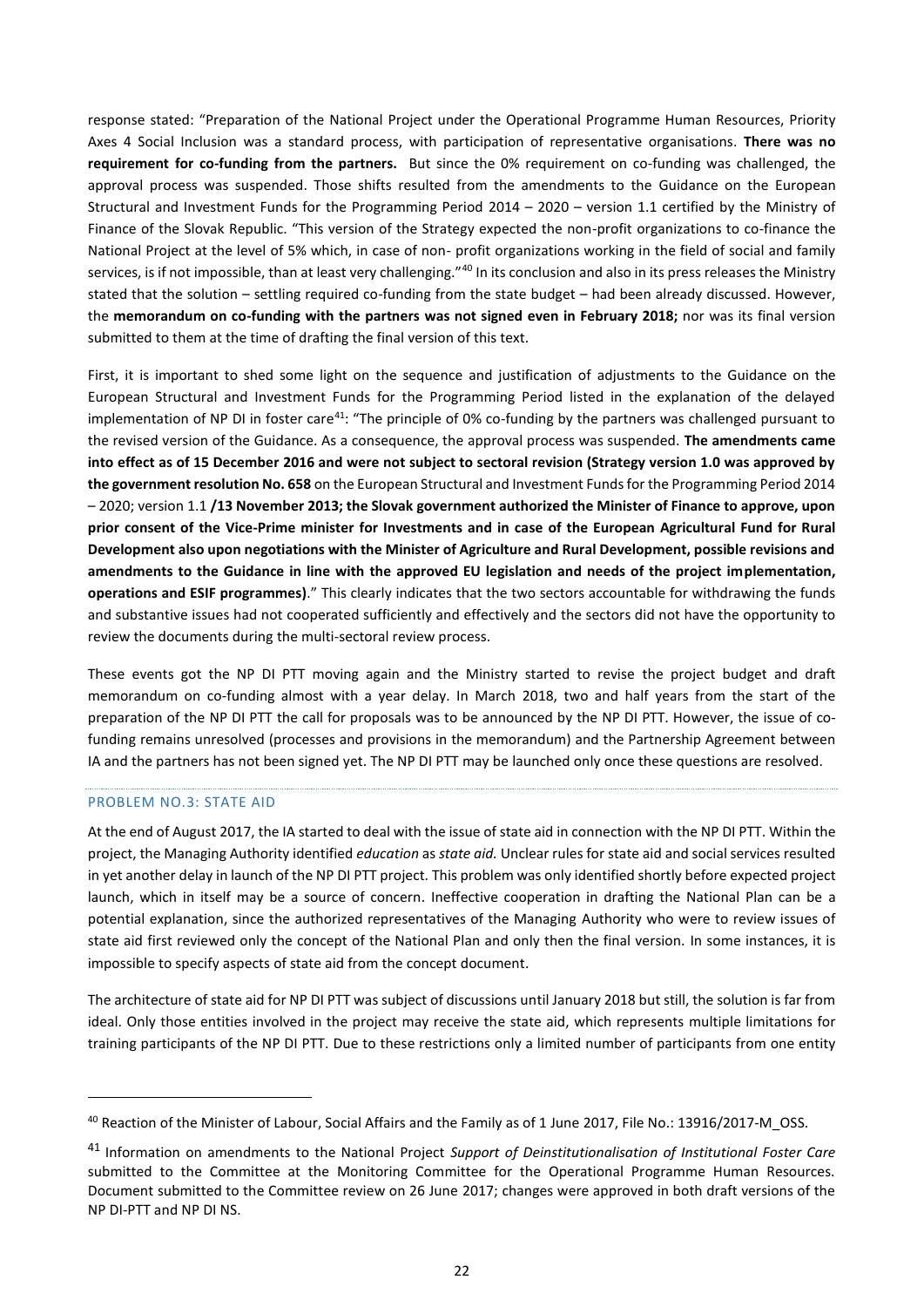response stated: "Preparation of the National Project under the Operational Programme Human Resources, Priority Axes 4 Social Inclusion was a standard process, with participation of representative organisations. **There was no requirement for co-funding from the partners.** But since the 0% requirement on co-funding was challenged, the approval process was suspended. Those shifts resulted from the amendments to the Guidance on the European Structural and Investment Funds for the Programming Period 2014 – 2020 – version 1.1 certified by the Ministry of Finance of the Slovak Republic. "This version of the Strategy expected the non-profit organizations to co-finance the National Project at the level of 5% which, in case of non- profit organizations working in the field of social and family services, is if not impossible, than at least very challenging."[40] In its conclusion and also in its press releases the Ministry stated that the solution – settling required co-funding from the state budget – had been already discussed. However, the **memorandum on co-funding with the partners was not signed even in February 2018;** nor was its final version submitted to them at the time of drafting the final version of this text.

First, it is important to shed some light on the sequence and justification of adjustments to the Guidance on the European Structural and Investment Funds for the Programming Period listed in the explanation of the delayed implementation of NP DI in foster care[41]: "The principle of 0% co-funding by the partners was challenged pursuant to the revised version of the Guidance. As a consequence, the approval process was suspended. **The amendments came into effect as of 15 December 2016 and were not subject to sectoral revision (Strategy version 1.0 was approved by the government resolution No. 658** on the European Structural and Investment Funds for the Programming Period 2014 – 2020; version 1.1 **/13 November 2013; the Slovak government authorized the Minister of Finance to approve, upon prior consent of the Vice-Prime minister for Investments and in case of the European Agricultural Fund for Rural Development also upon negotiations with the Minister of Agriculture and Rural Development, possible revisions and amendments to the Guidance in line with the approved EU legislation and needs of the project implementation, operations and ESIF programmes)**." This clearly indicates that the two sectors accountable for withdrawing the funds and substantive issues had not cooperated sufficiently and effectively and the sectors did not have the opportunity to review the documents during the multi-sectoral review process.

These events got the NP DI PTT moving again and the Ministry started to revise the project budget and draft memorandum on co-funding almost with a year delay. In March 2018, two and half years from the start of the preparation of the NP DI PTT the call for proposals was to be announced by the NP DI PTT. However, the issue of co-funding remains unresolved (processes and provisions in the memorandum) and the Partnership Agreement between IA and the partners has not been signed yet. The NP DI PTT may be launched only once these questions are resolved.

### PROBLEM NO.3: STATE AID

At the end of August 2017, the IA started to deal with the issue of state aid in connection with the NP DI PTT. Within the project, the Managing Authority identified *education* as *state aid.* Unclear rules for state aid and social services resulted in yet another delay in launch of the NP DI PTT project. This problem was only identified shortly before expected project launch, which in itself may be a source of concern. Ineffective cooperation in drafting the National Plan can be a potential explanation, since the authorized representatives of the Managing Authority who were to review issues of state aid first reviewed only the concept of the National Plan and only then the final version. In some instances, it is impossible to specify aspects of state aid from the concept document.

The architecture of state aid for NP DI PTT was subject of discussions until January 2018 but still, the solution is far from ideal. Only those entities involved in the project may receive the state aid, which represents multiple limitations for training participants of the NP DI PTT. Due to these restrictions only a limited number of participants from one entity

---

[40] Reaction of the Minister of Labour, Social Affairs and the Family as of 1 June 2017, File No.: 13916/2017-M_OSS.

[41] Information on amendments to the National Project *Support of Deinstitutionalisation of Institutional Foster Care* submitted to the Committee at the Monitoring Committee for the Operational Programme Human Resources. Document submitted to the Committee review on 26 June 2017; changes were approved in both draft versions of the NP DI-PTT and NP DI NS.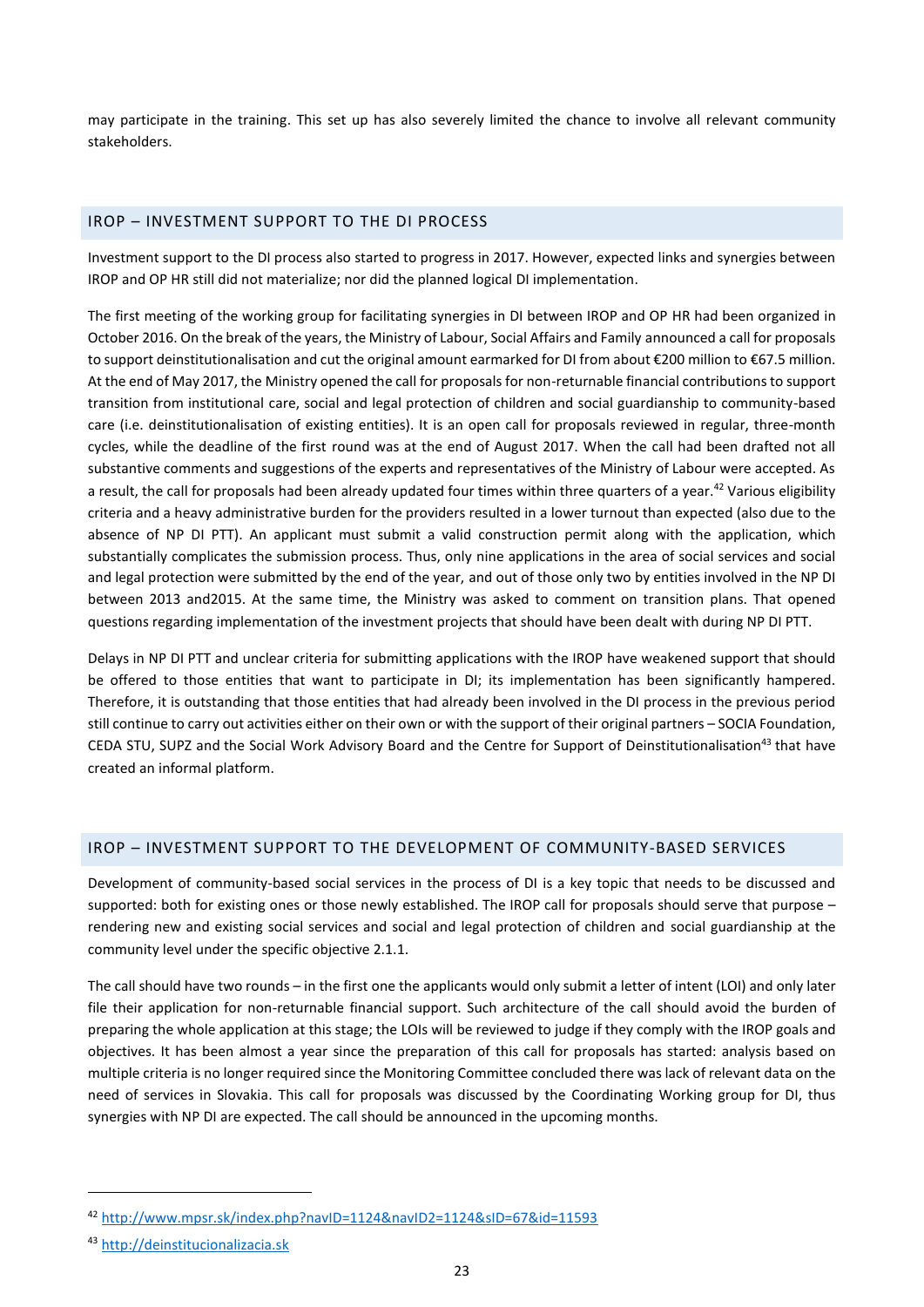may participate in the training. This set up has also severely limited the chance to involve all relevant community stakeholders.

## IROP – INVESTMENT SUPPORT TO THE DI PROCESS

Investment support to the DI process also started to progress in 2017. However, expected links and synergies between IROP and OP HR still did not materialize; nor did the planned logical DI implementation.

The first meeting of the working group for facilitating synergies in DI between IROP and OP HR had been organized in October 2016. On the break of the years, the Ministry of Labour, Social Affairs and Family announced a call for proposals to support deinstitutionalisation and cut the original amount earmarked for DI from about €200 million to €67.5 million. At the end of May 2017, the Ministry opened the call for proposals for non-returnable financial contributions to support transition from institutional care, social and legal protection of children and social guardianship to community-based care (i.e. deinstitutionalisation of existing entities). It is an open call for proposals reviewed in regular, three-month cycles, while the deadline of the first round was at the end of August 2017. When the call had been drafted not all substantive comments and suggestions of the experts and representatives of the Ministry of Labour were accepted. As a result, the call for proposals had been already updated four times within three quarters of a year.[42] Various eligibility criteria and a heavy administrative burden for the providers resulted in a lower turnout than expected (also due to the absence of NP DI PTT). An applicant must submit a valid construction permit along with the application, which substantially complicates the submission process. Thus, only nine applications in the area of social services and social and legal protection were submitted by the end of the year, and out of those only two by entities involved in the NP DI between 2013 and2015. At the same time, the Ministry was asked to comment on transition plans. That opened questions regarding implementation of the investment projects that should have been dealt with during NP DI PTT.

Delays in NP DI PTT and unclear criteria for submitting applications with the IROP have weakened support that should be offered to those entities that want to participate in DI; its implementation has been significantly hampered. Therefore, it is outstanding that those entities that had already been involved in the DI process in the previous period still continue to carry out activities either on their own or with the support of their original partners – SOCIA Foundation, CEDA STU, SUPZ and the Social Work Advisory Board and the Centre for Support of Deinstitutionalisation[43] that have created an informal platform.

## IROP – INVESTMENT SUPPORT TO THE DEVELOPMENT OF COMMUNITY-BASED SERVICES

Development of community-based social services in the process of DI is a key topic that needs to be discussed and supported: both for existing ones or those newly established. The IROP call for proposals should serve that purpose – rendering new and existing social services and social and legal protection of children and social guardianship at the community level under the specific objective 2.1.1.

The call should have two rounds – in the first one the applicants would only submit a letter of intent (LOI) and only later file their application for non-returnable financial support. Such architecture of the call should avoid the burden of preparing the whole application at this stage; the LOIs will be reviewed to judge if they comply with the IROP goals and objectives. It has been almost a year since the preparation of this call for proposals has started: analysis based on multiple criteria is no longer required since the Monitoring Committee concluded there was lack of relevant data on the need of services in Slovakia. This call for proposals was discussed by the Coordinating Working group for DI, thus synergies with NP DI are expected. The call should be announced in the upcoming months.

---

[42] http://www.mpsr.sk/index.php?navID=1124&navID2=1124&sID=67&id=11593

[43] http://deinstitucionalizacia.sk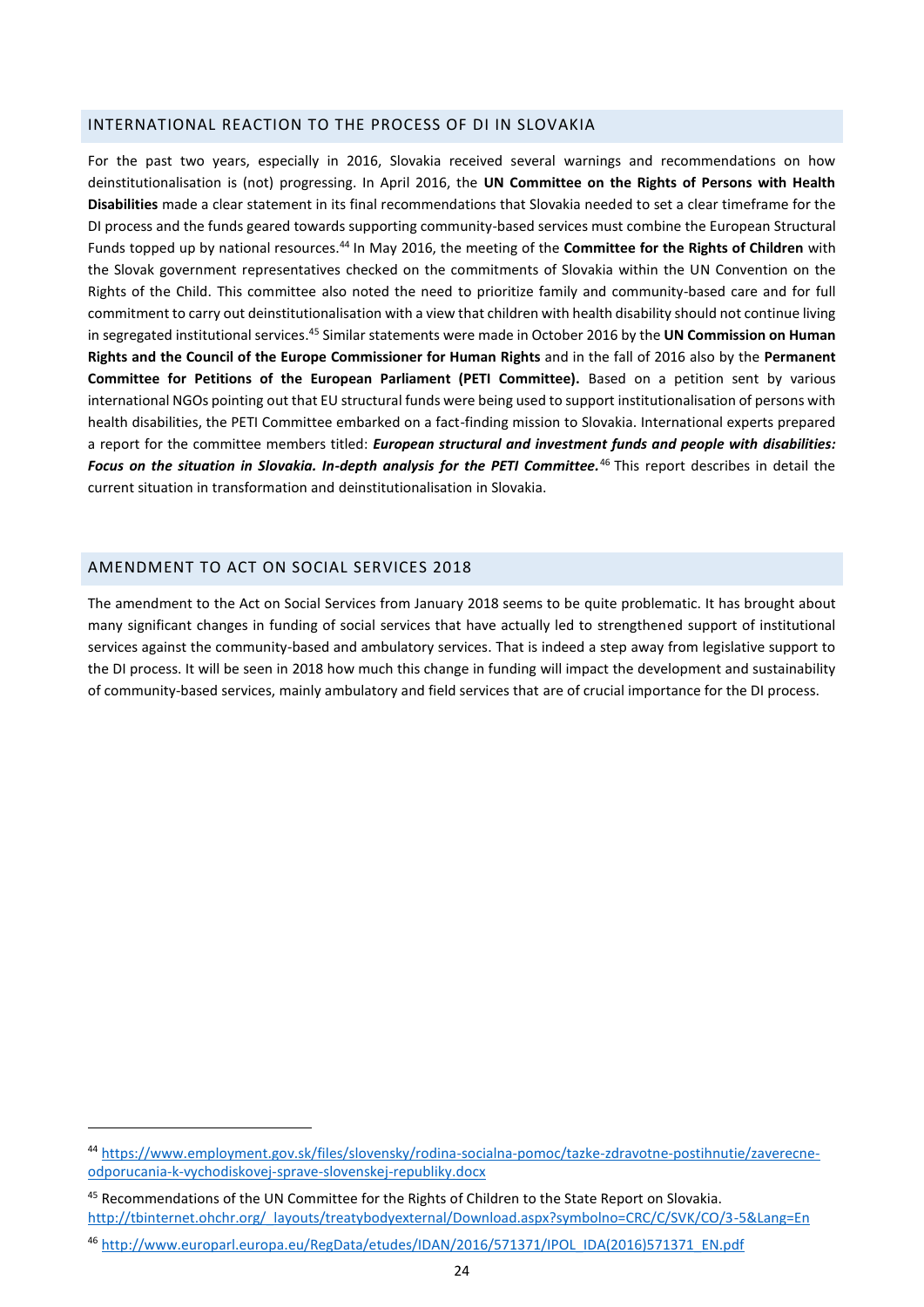## INTERNATIONAL REACTION TO THE PROCESS OF DI IN SLOVAKIA

For the past two years, especially in 2016, Slovakia received several warnings and recommendations on how deinstitutionalisation is (not) progressing. In April 2016, the **UN Committee on the Rights of Persons with Health Disabilities** made a clear statement in its final recommendations that Slovakia needed to set a clear timeframe for the DI process and the funds geared towards supporting community-based services must combine the European Structural Funds topped up by national resources.[44] In May 2016, the meeting of the **Committee for the Rights of Children** with the Slovak government representatives checked on the commitments of Slovakia within the UN Convention on the Rights of the Child. This committee also noted the need to prioritize family and community-based care and for full commitment to carry out deinstitutionalisation with a view that children with health disability should not continue living in segregated institutional services.[45] Similar statements were made in October 2016 by the **UN Commission on Human Rights and the Council of the Europe Commissioner for Human Rights** and in the fall of 2016 also by the **Permanent Committee for Petitions of the European Parliament (PETI Committee).** Based on a petition sent by various international NGOs pointing out that EU structural funds were being used to support institutionalisation of persons with health disabilities, the PETI Committee embarked on a fact-finding mission to Slovakia. International experts prepared a report for the committee members titled: ***European structural and investment funds and people with disabilities: Focus on the situation in Slovakia. In-depth analysis for the PETI Committee.***[46] This report describes in detail the current situation in transformation and deinstitutionalisation in Slovakia.

## AMENDMENT TO ACT ON SOCIAL SERVICES 2018

The amendment to the Act on Social Services from January 2018 seems to be quite problematic. It has brought about many significant changes in funding of social services that have actually led to strengthened support of institutional services against the community-based and ambulatory services. That is indeed a step away from legislative support to the DI process. It will be seen in 2018 how much this change in funding will impact the development and sustainability of community-based services, mainly ambulatory and field services that are of crucial importance for the DI process.

---

[44] https://www.employment.gov.sk/files/slovensky/rodina-socialna-pomoc/tazke-zdravotne-postihnutie/zaverecne-odporucania-k-vychodiskovej-sprave-slovenskej-republiky.docx

[45] Recommendations of the UN Committee for the Rights of Children to the State Report on Slovakia. http://tbinternet.ohchr.org/_layouts/treatybodyexternal/Download.aspx?symbolno=CRC/C/SVK/CO/3-5&Lang=En

[46] http://www.europarl.europa.eu/RegData/etudes/IDAN/2016/571371/IPOL_IDA(2016)571371_EN.pdf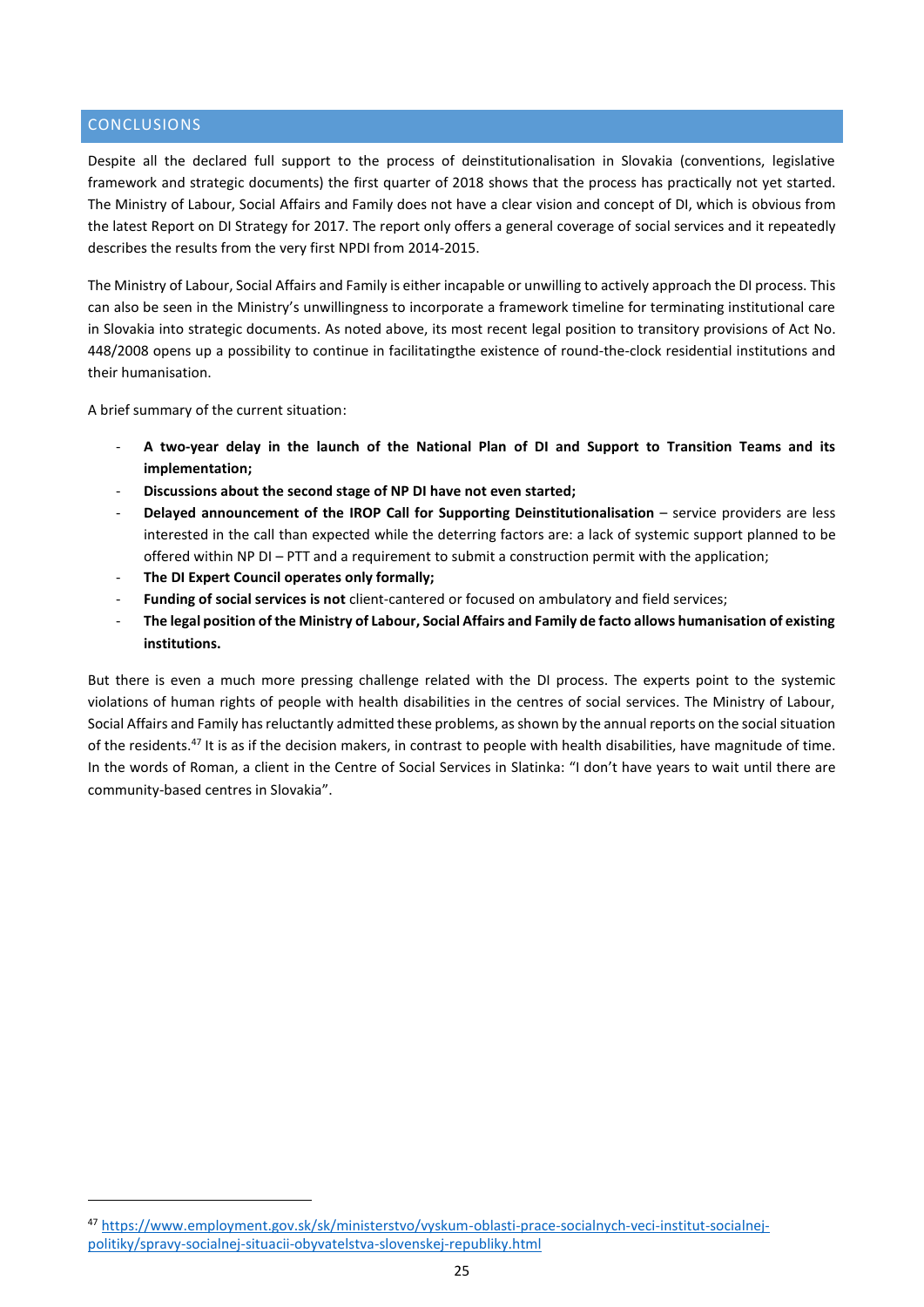## CONCLUSIONS

Despite all the declared full support to the process of deinstitutionalisation in Slovakia (conventions, legislative framework and strategic documents) the first quarter of 2018 shows that the process has practically not yet started. The Ministry of Labour, Social Affairs and Family does not have a clear vision and concept of DI, which is obvious from the latest Report on DI Strategy for 2017. The report only offers a general coverage of social services and it repeatedly describes the results from the very first NPDI from 2014-2015.

The Ministry of Labour, Social Affairs and Family is either incapable or unwilling to actively approach the DI process. This can also be seen in the Ministry's unwillingness to incorporate a framework timeline for terminating institutional care in Slovakia into strategic documents. As noted above, its most recent legal position to transitory provisions of Act No. 448/2008 opens up a possibility to continue in facilitatingthe existence of round-the-clock residential institutions and their humanisation.

A brief summary of the current situation:

- **A two-year delay in the launch of the National Plan of DI and Support to Transition Teams and its implementation;**
- **Discussions about the second stage of NP DI have not even started;**
- **Delayed announcement of the IROP Call for Supporting Deinstitutionalisation** – service providers are less interested in the call than expected while the deterring factors are: a lack of systemic support planned to be offered within NP DI – PTT and a requirement to submit a construction permit with the application;
- **The DI Expert Council operates only formally;**
- **Funding of social services is not** client-cantered or focused on ambulatory and field services;
- **The legal position of the Ministry of Labour, Social Affairs and Family de facto allows humanisation of existing institutions.**

But there is even a much more pressing challenge related with the DI process. The experts point to the systemic violations of human rights of people with health disabilities in the centres of social services. The Ministry of Labour, Social Affairs and Family has reluctantly admitted these problems, as shown by the annual reports on the social situation of the residents.[47] It is as if the decision makers, in contrast to people with health disabilities, have magnitude of time. In the words of Roman, a client in the Centre of Social Services in Slatinka: "I don't have years to wait until there are community-based centres in Slovakia".

[47] https://www.employment.gov.sk/sk/ministerstvo/vyskum-oblasti-prace-socialnych-veci-institut-socialnej-politiky/spravy-socialnej-situacii-obyvatelstva-slovenskej-republiky.html